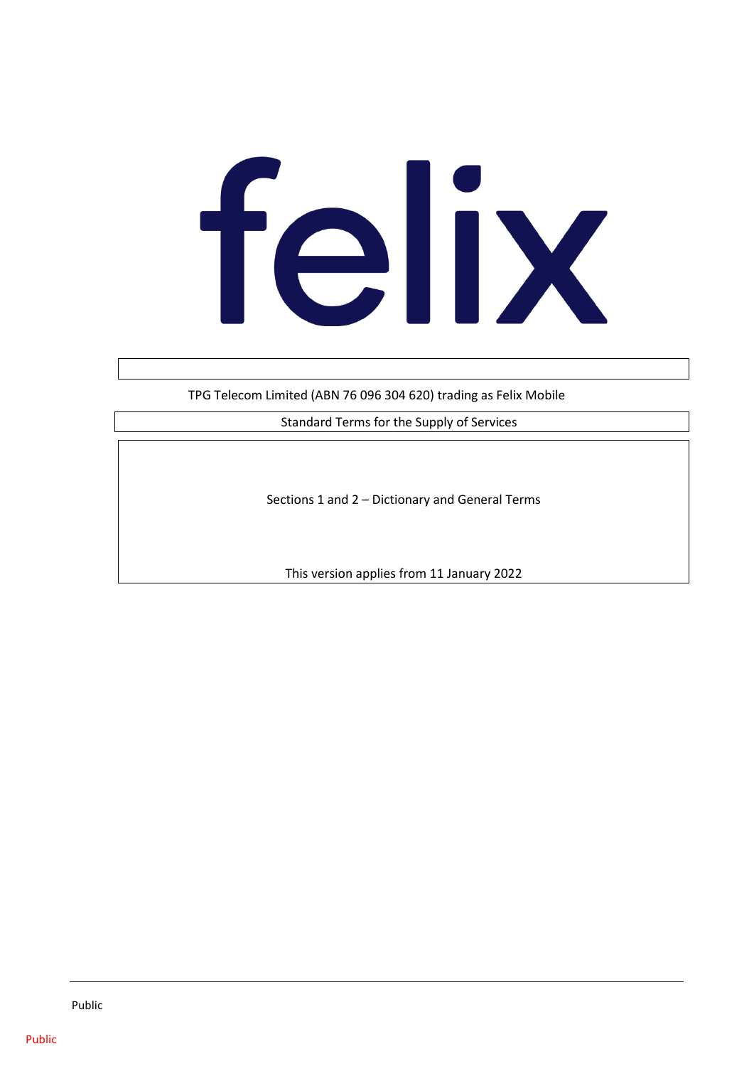felix

TPG Telecom Limited (ABN 76 096 304 620) trading as Felix Mobile

Standard Terms for the Supply of Services

Sections 1 and 2 – Dictionary and General Terms

This version applies from 11 January 2022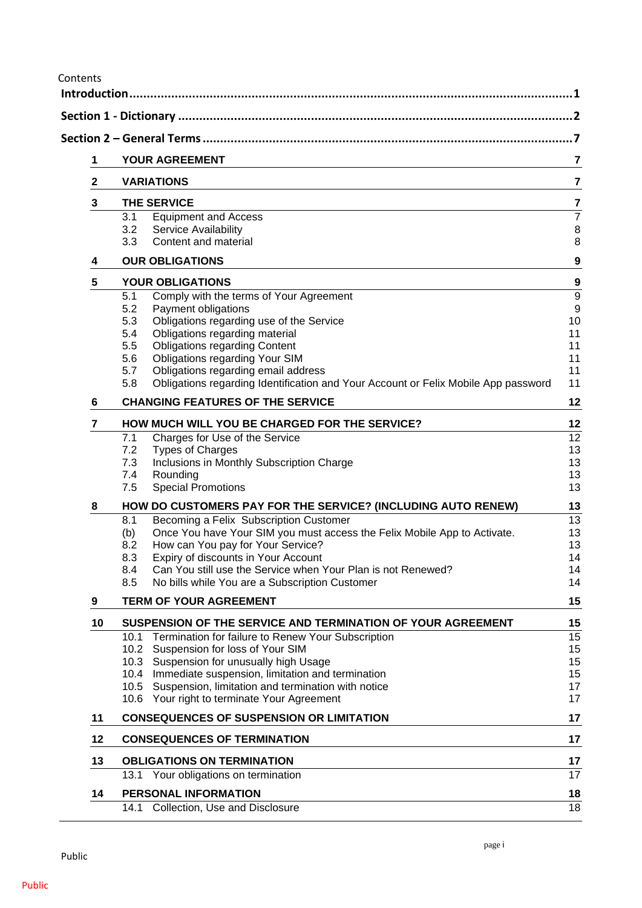Contents

**Introduction** .......... **1**

**Section 1 - Dictionary** .......... **2**

**Section 2 – General Terms** .......... **7**

| | | |
|---|---|---|
| **1** | **YOUR AGREEMENT** | **7** |
| **2** | **VARIATIONS** | **7** |
| **3** | **THE SERVICE** | **7** |
| | 3.1 Equipment and Access | 7 |
| | 3.2 Service Availability | 8 |
| | 3.3 Content and material | 8 |
| **4** | **OUR OBLIGATIONS** | **9** |
| **5** | **YOUR OBLIGATIONS** | **9** |
| | 5.1 Comply with the terms of Your Agreement | 9 |
| | 5.2 Payment obligations | 9 |
| | 5.3 Obligations regarding use of the Service | 10 |
| | 5.4 Obligations regarding material | 11 |
| | 5.5 Obligations regarding Content | 11 |
| | 5.6 Obligations regarding Your SIM | 11 |
| | 5.7 Obligations regarding email address | 11 |
| | 5.8 Obligations regarding Identification and Your Account or Felix Mobile App password | 11 |
| **6** | **CHANGING FEATURES OF THE SERVICE** | **12** |
| **7** | **HOW MUCH WILL YOU BE CHARGED FOR THE SERVICE?** | **12** |
| | 7.1 Charges for Use of the Service | 12 |
| | 7.2 Types of Charges | 13 |
| | 7.3 Inclusions in Monthly Subscription Charge | 13 |
| | 7.4 Rounding | 13 |
| | 7.5 Special Promotions | 13 |
| **8** | **HOW DO CUSTOMERS PAY FOR THE SERVICE? (INCLUDING AUTO RENEW)** | **13** |
| | 8.1 Becoming a Felix Subscription Customer | 13 |
| | (b) Once You have Your SIM you must access the Felix Mobile App to Activate. | 13 |
| | 8.2 How can You pay for Your Service? | 13 |
| | 8.3 Expiry of discounts in Your Account | 14 |
| | 8.4 Can You still use the Service when Your Plan is not Renewed? | 14 |
| | 8.5 No bills while You are a Subscription Customer | 14 |
| **9** | **TERM OF YOUR AGREEMENT** | **15** |
| **10** | **SUSPENSION OF THE SERVICE AND TERMINATION OF YOUR AGREEMENT** | **15** |
| | 10.1 Termination for failure to Renew Your Subscription | 15 |
| | 10.2 Suspension for loss of Your SIM | 15 |
| | 10.3 Suspension for unusually high Usage | 15 |
| | 10.4 Immediate suspension, limitation and termination | 15 |
| | 10.5 Suspension, limitation and termination with notice | 17 |
| | 10.6 Your right to terminate Your Agreement | 17 |
| **11** | **CONSEQUENCES OF SUSPENSION OR LIMITATION** | **17** |
| **12** | **CONSEQUENCES OF TERMINATION** | **17** |
| **13** | **OBLIGATIONS ON TERMINATION** | **17** |
| | 13.1 Your obligations on termination | 17 |
| **14** | **PERSONAL INFORMATION** | **18** |
| | 14.1 Collection, Use and Disclosure | 18 |

Public

Public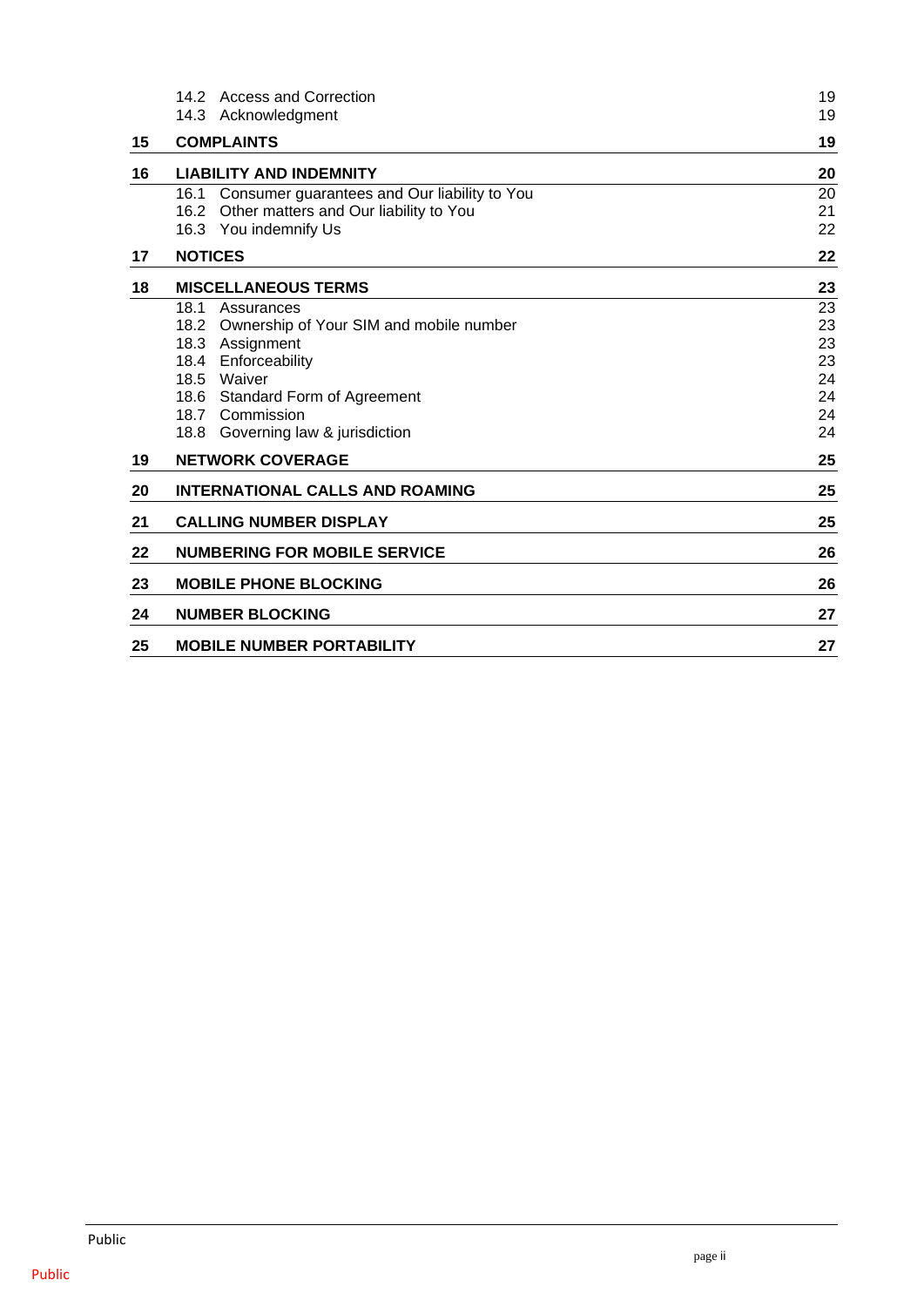| | | |
|---|---|---|
| | 14.2 Access and Correction | 19 |
| | 14.3 Acknowledgment | 19 |
| **15** | **COMPLAINTS** | **19** |
| **16** | **LIABILITY AND INDEMNITY** | **20** |
| | 16.1 Consumer guarantees and Our liability to You | 20 |
| | 16.2 Other matters and Our liability to You | 21 |
| | 16.3 You indemnify Us | 22 |
| **17** | **NOTICES** | **22** |
| **18** | **MISCELLANEOUS TERMS** | **23** |
| | 18.1 Assurances | 23 |
| | 18.2 Ownership of Your SIM and mobile number | 23 |
| | 18.3 Assignment | 23 |
| | 18.4 Enforceability | 23 |
| | 18.5 Waiver | 24 |
| | 18.6 Standard Form of Agreement | 24 |
| | 18.7 Commission | 24 |
| | 18.8 Governing law & jurisdiction | 24 |
| **19** | **NETWORK COVERAGE** | **25** |
| **20** | **INTERNATIONAL CALLS AND ROAMING** | **25** |
| **21** | **CALLING NUMBER DISPLAY** | **25** |
| **22** | **NUMBERING FOR MOBILE SERVICE** | **26** |
| **23** | **MOBILE PHONE BLOCKING** | **26** |
| **24** | **NUMBER BLOCKING** | **27** |
| **25** | **MOBILE NUMBER PORTABILITY** | **27** |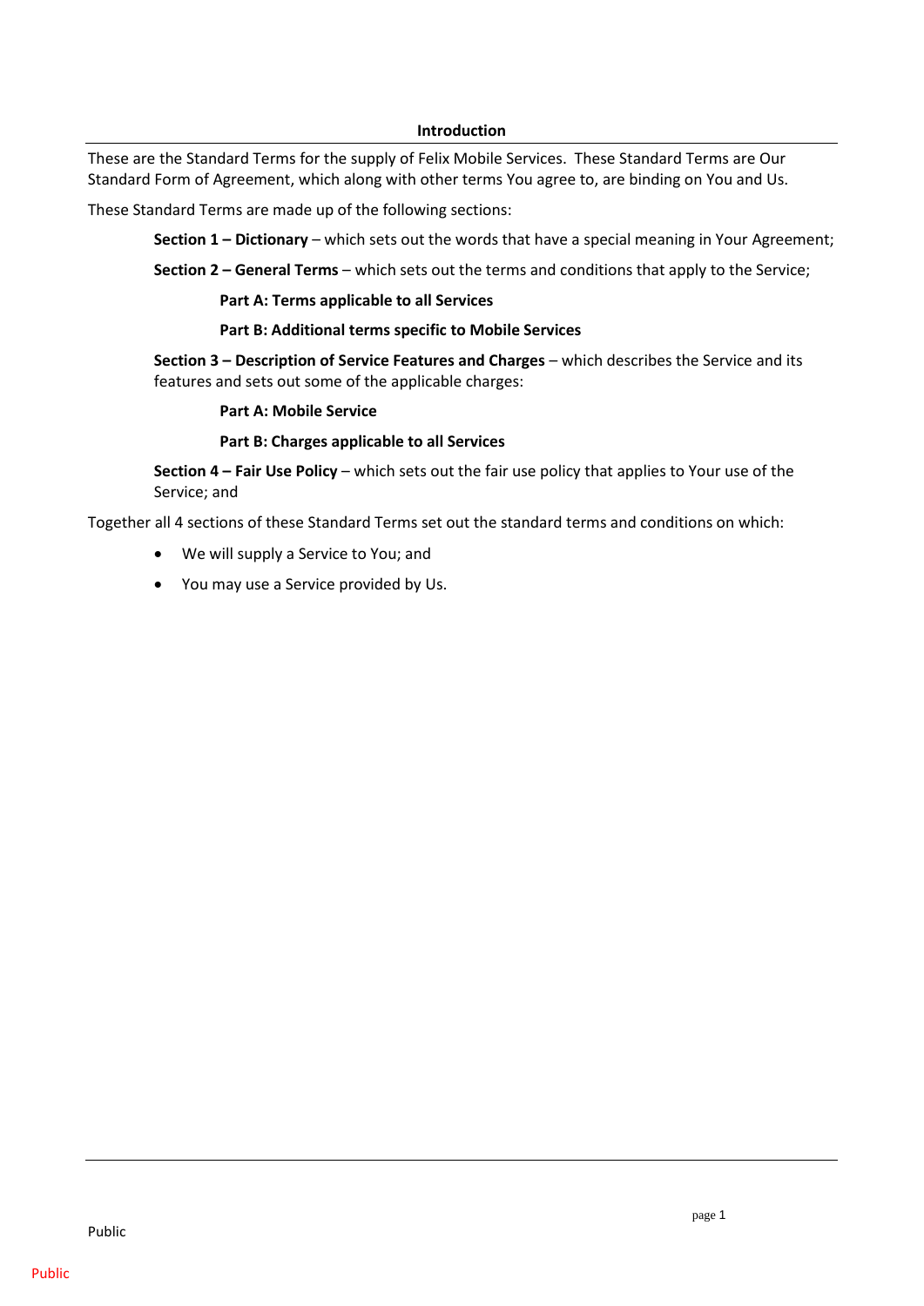## Introduction

These are the Standard Terms for the supply of Felix Mobile Services. These Standard Terms are Our Standard Form of Agreement, which along with other terms You agree to, are binding on You and Us.

These Standard Terms are made up of the following sections:

**Section 1 – Dictionary** – which sets out the words that have a special meaning in Your Agreement;

**Section 2 – General Terms** – which sets out the terms and conditions that apply to the Service;

**Part A: Terms applicable to all Services**

**Part B: Additional terms specific to Mobile Services**

**Section 3 – Description of Service Features and Charges** – which describes the Service and its features and sets out some of the applicable charges:

**Part A: Mobile Service**

**Part B: Charges applicable to all Services**

**Section 4 – Fair Use Policy** – which sets out the fair use policy that applies to Your use of the Service; and

Together all 4 sections of these Standard Terms set out the standard terms and conditions on which:

- We will supply a Service to You; and
- You may use a Service provided by Us.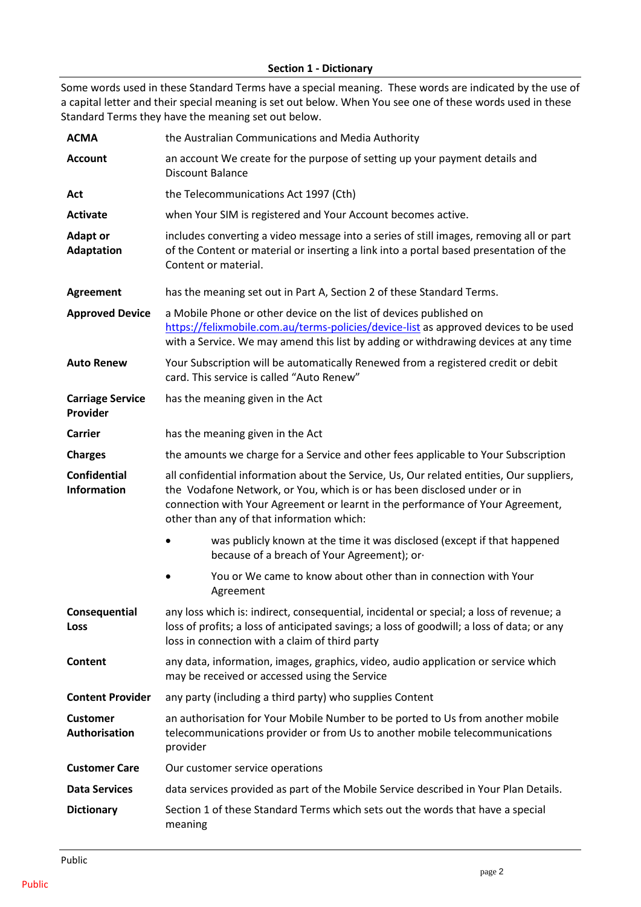### Section 1 - Dictionary

Some words used in these Standard Terms have a special meaning. These words are indicated by the use of a capital letter and their special meaning is set out below. When You see one of these words used in these Standard Terms they have the meaning set out below.

| | |
|---|---|
| **ACMA** | the Australian Communications and Media Authority |
| **Account** | an account We create for the purpose of setting up your payment details and Discount Balance |
| **Act** | the Telecommunications Act 1997 (Cth) |
| **Activate** | when Your SIM is registered and Your Account becomes active. |
| **Adapt or Adaptation** | includes converting a video message into a series of still images, removing all or part of the Content or material or inserting a link into a portal based presentation of the Content or material. |
| **Agreement** | has the meaning set out in Part A, Section 2 of these Standard Terms. |
| **Approved Device** | a Mobile Phone or other device on the list of devices published on https://felixmobile.com.au/terms-policies/device-list as approved devices to be used with a Service. We may amend this list by adding or withdrawing devices at any time |
| **Auto Renew** | Your Subscription will be automatically Renewed from a registered credit or debit card. This service is called "Auto Renew" |
| **Carriage Service Provider** | has the meaning given in the Act |
| **Carrier** | has the meaning given in the Act |
| **Charges** | the amounts we charge for a Service and other fees applicable to Your Subscription |
| **Confidential Information** | all confidential information about the Service, Us, Our related entities, Our suppliers, the Vodafone Network, or You, which is or has been disclosed under or in connection with Your Agreement or learnt in the performance of Your Agreement, other than any of that information which:<br>• was publicly known at the time it was disclosed (except if that happened because of a breach of Your Agreement); or·<br>• You or We came to know about other than in connection with Your Agreement |
| **Consequential Loss** | any loss which is: indirect, consequential, incidental or special; a loss of revenue; a loss of profits; a loss of anticipated savings; a loss of goodwill; a loss of data; or any loss in connection with a claim of third party |
| **Content** | any data, information, images, graphics, video, audio application or service which may be received or accessed using the Service |
| **Content Provider** | any party (including a third party) who supplies Content |
| **Customer Authorisation** | an authorisation for Your Mobile Number to be ported to Us from another mobile telecommunications provider or from Us to another mobile telecommunications provider |
| **Customer Care** | Our customer service operations |
| **Data Services** | data services provided as part of the Mobile Service described in Your Plan Details. |
| **Dictionary** | Section 1 of these Standard Terms which sets out the words that have a special meaning |

Public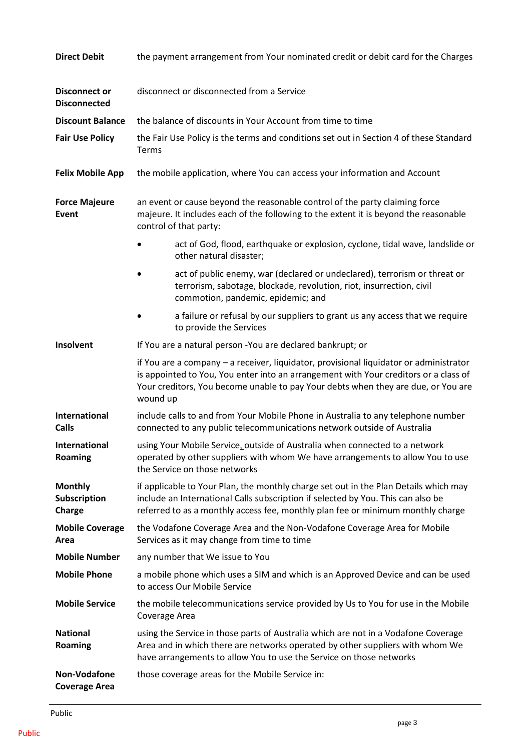| | |
|---|---|
| **Direct Debit** | the payment arrangement from Your nominated credit or debit card for the Charges |
| **Disconnect or Disconnected** | disconnect or disconnected from a Service |
| **Discount Balance** | the balance of discounts in Your Account from time to time |
| **Fair Use Policy** | the Fair Use Policy is the terms and conditions set out in Section 4 of these Standard Terms |
| **Felix Mobile App** | the mobile application, where You can access your information and Account |
| **Force Majeure Event** | an event or cause beyond the reasonable control of the party claiming force majeure. It includes each of the following to the extent it is beyond the reasonable control of that party:<br>• act of God, flood, earthquake or explosion, cyclone, tidal wave, landslide or other natural disaster;<br>• act of public enemy, war (declared or undeclared), terrorism or threat or terrorism, sabotage, blockade, revolution, riot, insurrection, civil commotion, pandemic, epidemic; and<br>• a failure or refusal by our suppliers to grant us any access that we require to provide the Services |
| **Insolvent** | If You are a natural person -You are declared bankrupt; or<br>if You are a company – a receiver, liquidator, provisional liquidator or administrator is appointed to You, You enter into an arrangement with Your creditors or a class of Your creditors, You become unable to pay Your debts when they are due, or You are wound up |
| **International Calls** | include calls to and from Your Mobile Phone in Australia to any telephone number connected to any public telecommunications network outside of Australia |
| **International Roaming** | using Your Mobile Service, outside of Australia when connected to a network operated by other suppliers with whom We have arrangements to allow You to use the Service on those networks |
| **Monthly Subscription Charge** | if applicable to Your Plan, the monthly charge set out in the Plan Details which may include an International Calls subscription if selected by You. This can also be referred to as a monthly access fee, monthly plan fee or minimum monthly charge |
| **Mobile Coverage Area** | the Vodafone Coverage Area and the Non-Vodafone Coverage Area for Mobile Services as it may change from time to time |
| **Mobile Number** | any number that We issue to You |
| **Mobile Phone** | a mobile phone which uses a SIM and which is an Approved Device and can be used to access Our Mobile Service |
| **Mobile Service** | the mobile telecommunications service provided by Us to You for use in the Mobile Coverage Area |
| **National Roaming** | using the Service in those parts of Australia which are not in a Vodafone Coverage Area and in which there are networks operated by other suppliers with whom We have arrangements to allow You to use the Service on those networks |
| **Non-Vodafone Coverage Area** | those coverage areas for the Mobile Service in: |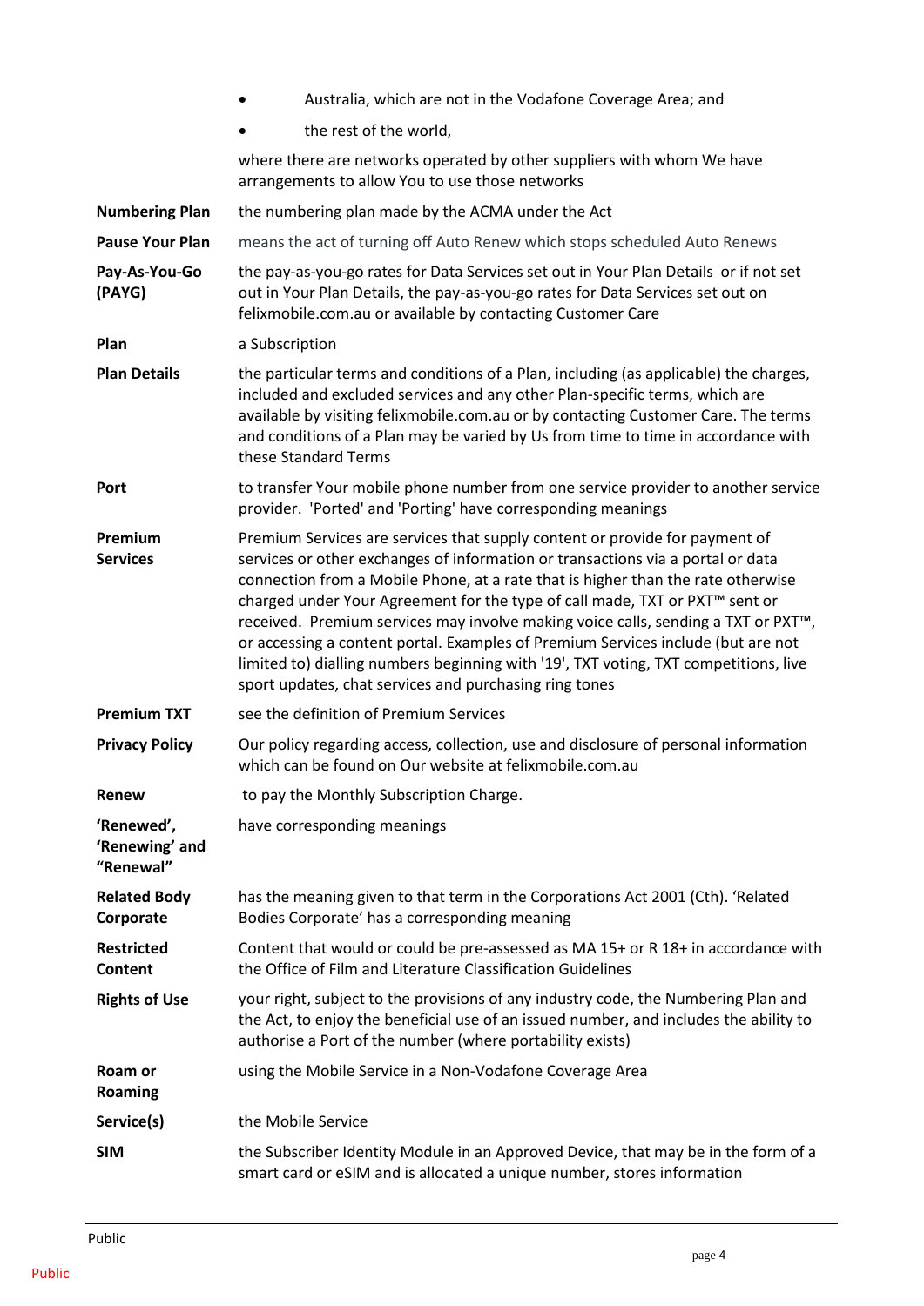- Australia, which are not in the Vodafone Coverage Area; and
- the rest of the world,

where there are networks operated by other suppliers with whom We have arrangements to allow You to use those networks

| | |
|---|---|
| **Numbering Plan** | the numbering plan made by the ACMA under the Act |
| **Pause Your Plan** | means the act of turning off Auto Renew which stops scheduled Auto Renews |
| **Pay-As-You-Go (PAYG)** | the pay-as-you-go rates for Data Services set out in Your Plan Details or if not set out in Your Plan Details, the pay-as-you-go rates for Data Services set out on felixmobile.com.au or available by contacting Customer Care |
| **Plan** | a Subscription |
| **Plan Details** | the particular terms and conditions of a Plan, including (as applicable) the charges, included and excluded services and any other Plan-specific terms, which are available by visiting felixmobile.com.au or by contacting Customer Care. The terms and conditions of a Plan may be varied by Us from time to time in accordance with these Standard Terms |
| **Port** | to transfer Your mobile phone number from one service provider to another service provider. 'Ported' and 'Porting' have corresponding meanings |
| **Premium Services** | Premium Services are services that supply content or provide for payment of services or other exchanges of information or transactions via a portal or data connection from a Mobile Phone, at a rate that is higher than the rate otherwise charged under Your Agreement for the type of call made, TXT or PXT™ sent or received. Premium services may involve making voice calls, sending a TXT or PXT™, or accessing a content portal. Examples of Premium Services include (but are not limited to) dialling numbers beginning with '19', TXT voting, TXT competitions, live sport updates, chat services and purchasing ring tones |
| **Premium TXT** | see the definition of Premium Services |
| **Privacy Policy** | Our policy regarding access, collection, use and disclosure of personal information which can be found on Our website at felixmobile.com.au |
| **Renew** | to pay the Monthly Subscription Charge. |
| **'Renewed', 'Renewing' and "Renewal"** | have corresponding meanings |
| **Related Body Corporate** | has the meaning given to that term in the Corporations Act 2001 (Cth). 'Related Bodies Corporate' has a corresponding meaning |
| **Restricted Content** | Content that would or could be pre-assessed as MA 15+ or R 18+ in accordance with the Office of Film and Literature Classification Guidelines |
| **Rights of Use** | your right, subject to the provisions of any industry code, the Numbering Plan and the Act, to enjoy the beneficial use of an issued number, and includes the ability to authorise a Port of the number (where portability exists) |
| **Roam or Roaming** | using the Mobile Service in a Non-Vodafone Coverage Area |
| **Service(s)** | the Mobile Service |
| **SIM** | the Subscriber Identity Module in an Approved Device, that may be in the form of a smart card or eSIM and is allocated a unique number, stores information |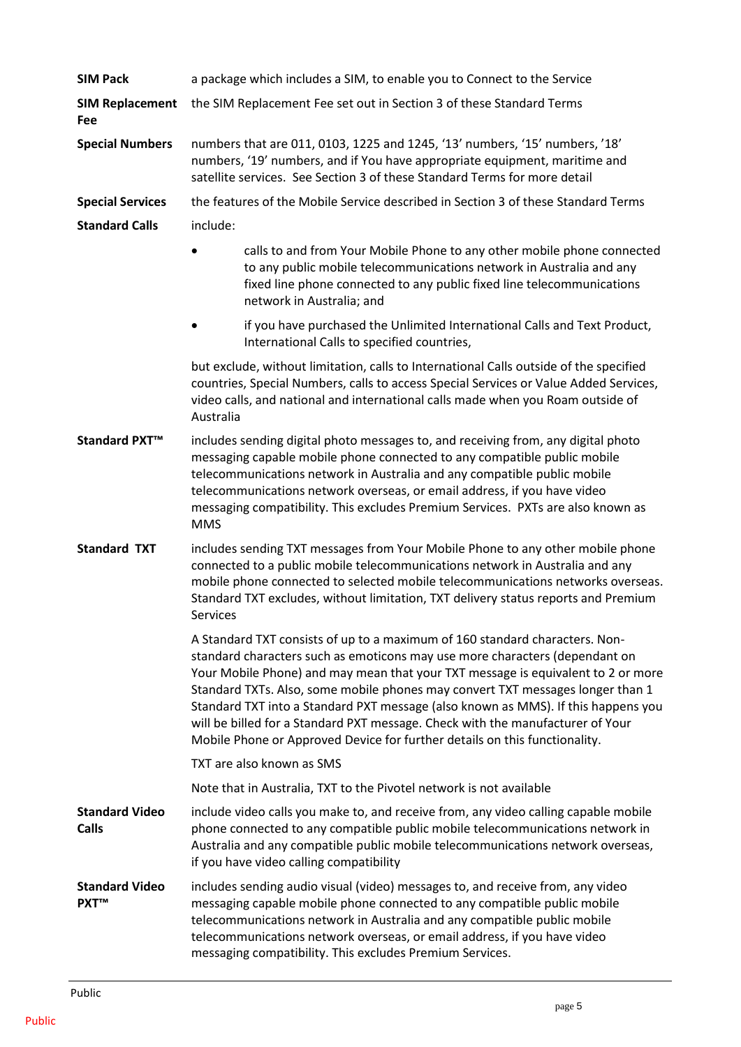**SIM Pack** a package which includes a SIM, to enable you to Connect to the Service

**SIM Replacement Fee** the SIM Replacement Fee set out in Section 3 of these Standard Terms

**Special Numbers** numbers that are 011, 0103, 1225 and 1245, '13' numbers, '15' numbers, '18' numbers, '19' numbers, and if You have appropriate equipment, maritime and satellite services. See Section 3 of these Standard Terms for more detail

**Special Services** the features of the Mobile Service described in Section 3 of these Standard Terms

**Standard Calls** include:

- calls to and from Your Mobile Phone to any other mobile phone connected to any public mobile telecommunications network in Australia and any fixed line phone connected to any public fixed line telecommunications network in Australia; and
- if you have purchased the Unlimited International Calls and Text Product, International Calls to specified countries,

but exclude, without limitation, calls to International Calls outside of the specified countries, Special Numbers, calls to access Special Services or Value Added Services, video calls, and national and international calls made when you Roam outside of Australia

**Standard PXT™** includes sending digital photo messages to, and receiving from, any digital photo messaging capable mobile phone connected to any compatible public mobile telecommunications network in Australia and any compatible public mobile telecommunications network overseas, or email address, if you have video messaging compatibility. This excludes Premium Services. PXTs are also known as MMS

**Standard TXT** includes sending TXT messages from Your Mobile Phone to any other mobile phone connected to a public mobile telecommunications network in Australia and any mobile phone connected to selected mobile telecommunications networks overseas. Standard TXT excludes, without limitation, TXT delivery status reports and Premium Services

A Standard TXT consists of up to a maximum of 160 standard characters. Non-standard characters such as emoticons may use more characters (dependant on Your Mobile Phone) and may mean that your TXT message is equivalent to 2 or more Standard TXTs. Also, some mobile phones may convert TXT messages longer than 1 Standard TXT into a Standard PXT message (also known as MMS). If this happens you will be billed for a Standard PXT message. Check with the manufacturer of Your Mobile Phone or Approved Device for further details on this functionality.

TXT are also known as SMS

Note that in Australia, TXT to the Pivotel network is not available

**Standard Video Calls** include video calls you make to, and receive from, any video calling capable mobile phone connected to any compatible public mobile telecommunications network in Australia and any compatible public mobile telecommunications network overseas, if you have video calling compatibility

**Standard Video PXT™** includes sending audio visual (video) messages to, and receive from, any video messaging capable mobile phone connected to any compatible public mobile telecommunications network in Australia and any compatible public mobile telecommunications network overseas, or email address, if you have video messaging compatibility. This excludes Premium Services.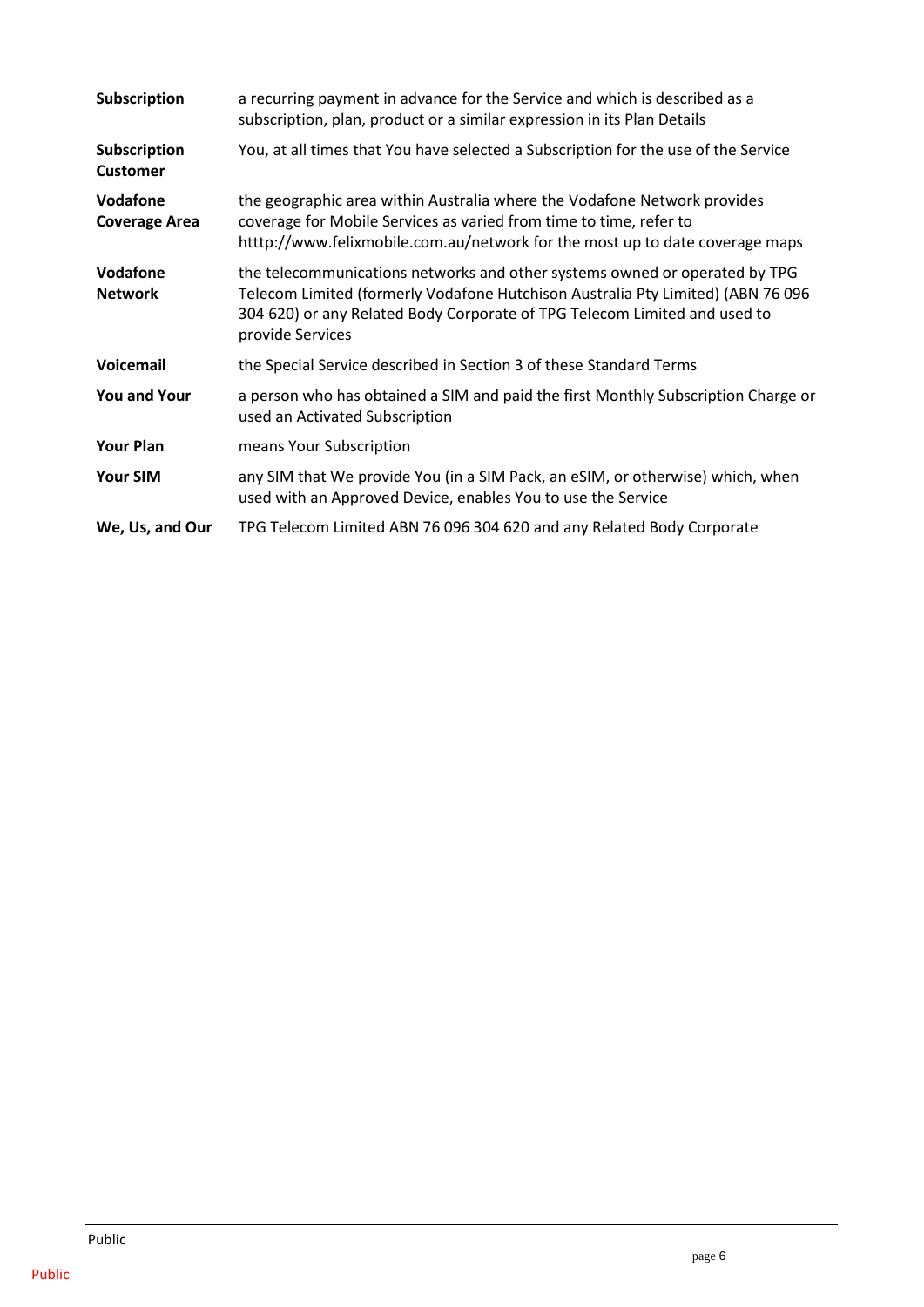| | |
|---|---|
| **Subscription** | a recurring payment in advance for the Service and which is described as a subscription, plan, product or a similar expression in its Plan Details |
| **Subscription Customer** | You, at all times that You have selected a Subscription for the use of the Service |
| **Vodafone Coverage Area** | the geographic area within Australia where the Vodafone Network provides coverage for Mobile Services as varied from time to time, refer to htttp://www.felixmobile.com.au/network for the most up to date coverage maps |
| **Vodafone Network** | the telecommunications networks and other systems owned or operated by TPG Telecom Limited (formerly Vodafone Hutchison Australia Pty Limited) (ABN 76 096 304 620) or any Related Body Corporate of TPG Telecom Limited and used to provide Services |
| **Voicemail** | the Special Service described in Section 3 of these Standard Terms |
| **You and Your** | a person who has obtained a SIM and paid the first Monthly Subscription Charge or used an Activated Subscription |
| **Your Plan** | means Your Subscription |
| **Your SIM** | any SIM that We provide You (in a SIM Pack, an eSIM, or otherwise) which, when used with an Approved Device, enables You to use the Service |
| **We, Us, and Our** | TPG Telecom Limited ABN 76 096 304 620 and any Related Body Corporate |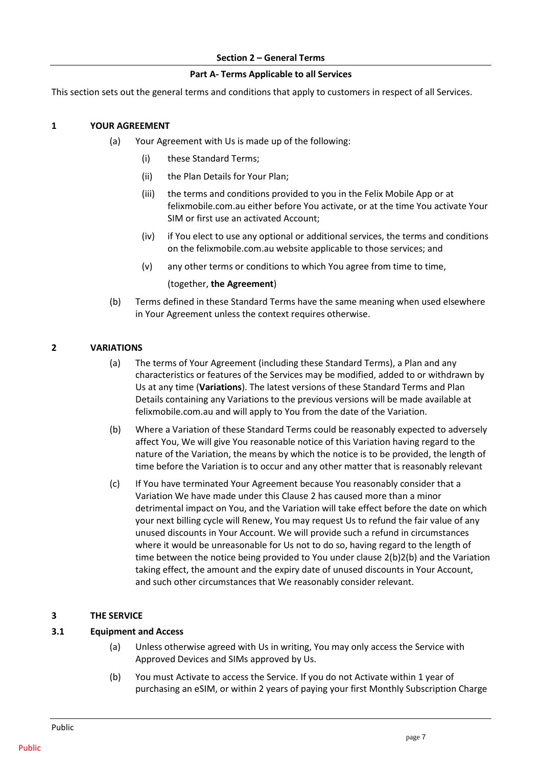## Section 2 – General Terms

### Part A- Terms Applicable to all Services

This section sets out the general terms and conditions that apply to customers in respect of all Services.

**1 YOUR AGREEMENT**

(a) Your Agreement with Us is made up of the following:

(i) these Standard Terms;

(ii) the Plan Details for Your Plan;

(iii) the terms and conditions provided to you in the Felix Mobile App or at felixmobile.com.au either before You activate, or at the time You activate Your SIM or first use an activated Account;

(iv) if You elect to use any optional or additional services, the terms and conditions on the felixmobile.com.au website applicable to those services; and

(v) any other terms or conditions to which You agree from time to time,

(together, **the Agreement**)

(b) Terms defined in these Standard Terms have the same meaning when used elsewhere in Your Agreement unless the context requires otherwise.

**2 VARIATIONS**

(a) The terms of Your Agreement (including these Standard Terms), a Plan and any characteristics or features of the Services may be modified, added to or withdrawn by Us at any time (**Variations**). The latest versions of these Standard Terms and Plan Details containing any Variations to the previous versions will be made available at felixmobile.com.au and will apply to You from the date of the Variation.

(b) Where a Variation of these Standard Terms could be reasonably expected to adversely affect You, We will give You reasonable notice of this Variation having regard to the nature of the Variation, the means by which the notice is to be provided, the length of time before the Variation is to occur and any other matter that is reasonably relevant

(c) If You have terminated Your Agreement because You reasonably consider that a Variation We have made under this Clause 2 has caused more than a minor detrimental impact on You, and the Variation will take effect before the date on which your next billing cycle will Renew, You may request Us to refund the fair value of any unused discounts in Your Account. We will provide such a refund in circumstances where it would be unreasonable for Us not to do so, having regard to the length of time between the notice being provided to You under clause 2(b)2(b) and the Variation taking effect, the amount and the expiry date of unused discounts in Your Account, and such other circumstances that We reasonably consider relevant.

**3 THE SERVICE**

**3.1 Equipment and Access**

(a) Unless otherwise agreed with Us in writing, You may only access the Service with Approved Devices and SIMs approved by Us.

(b) You must Activate to access the Service. If you do not Activate within 1 year of purchasing an eSIM, or within 2 years of paying your first Monthly Subscription Charge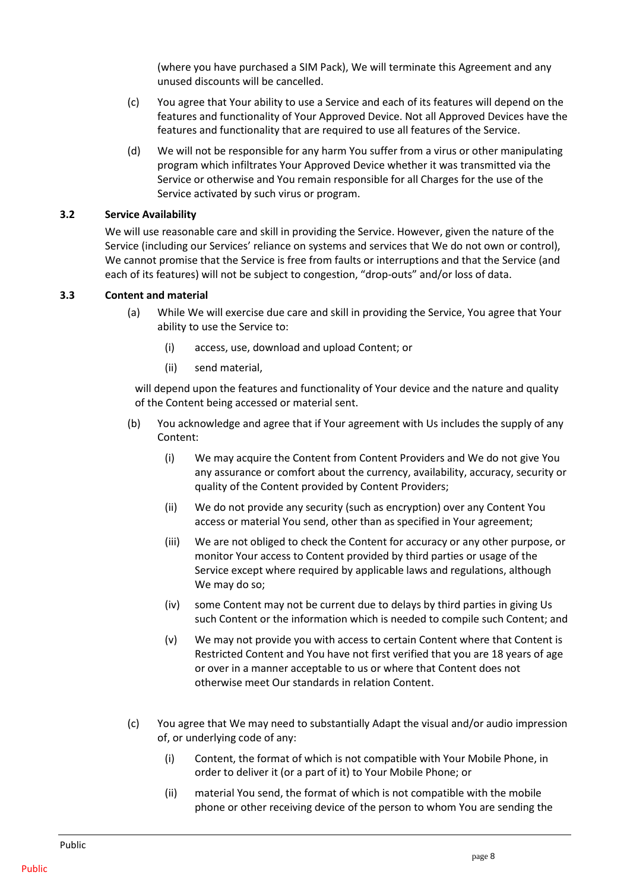(where you have purchased a SIM Pack), We will terminate this Agreement and any unused discounts will be cancelled.

(c) You agree that Your ability to use a Service and each of its features will depend on the features and functionality of Your Approved Device. Not all Approved Devices have the features and functionality that are required to use all features of the Service.

(d) We will not be responsible for any harm You suffer from a virus or other manipulating program which infiltrates Your Approved Device whether it was transmitted via the Service or otherwise and You remain responsible for all Charges for the use of the Service activated by such virus or program.

**3.2 Service Availability**

We will use reasonable care and skill in providing the Service. However, given the nature of the Service (including our Services' reliance on systems and services that We do not own or control), We cannot promise that the Service is free from faults or interruptions and that the Service (and each of its features) will not be subject to congestion, "drop-outs" and/or loss of data.

**3.3 Content and material**

(a) While We will exercise due care and skill in providing the Service, You agree that Your ability to use the Service to:

(i) access, use, download and upload Content; or

(ii) send material,

will depend upon the features and functionality of Your device and the nature and quality of the Content being accessed or material sent.

(b) You acknowledge and agree that if Your agreement with Us includes the supply of any Content:

(i) We may acquire the Content from Content Providers and We do not give You any assurance or comfort about the currency, availability, accuracy, security or quality of the Content provided by Content Providers;

(ii) We do not provide any security (such as encryption) over any Content You access or material You send, other than as specified in Your agreement;

(iii) We are not obliged to check the Content for accuracy or any other purpose, or monitor Your access to Content provided by third parties or usage of the Service except where required by applicable laws and regulations, although We may do so;

(iv) some Content may not be current due to delays by third parties in giving Us such Content or the information which is needed to compile such Content; and

(v) We may not provide you with access to certain Content where that Content is Restricted Content and You have not first verified that you are 18 years of age or over in a manner acceptable to us or where that Content does not otherwise meet Our standards in relation Content.

(c) You agree that We may need to substantially Adapt the visual and/or audio impression of, or underlying code of any:

(i) Content, the format of which is not compatible with Your Mobile Phone, in order to deliver it (or a part of it) to Your Mobile Phone; or

(ii) material You send, the format of which is not compatible with the mobile phone or other receiving device of the person to whom You are sending the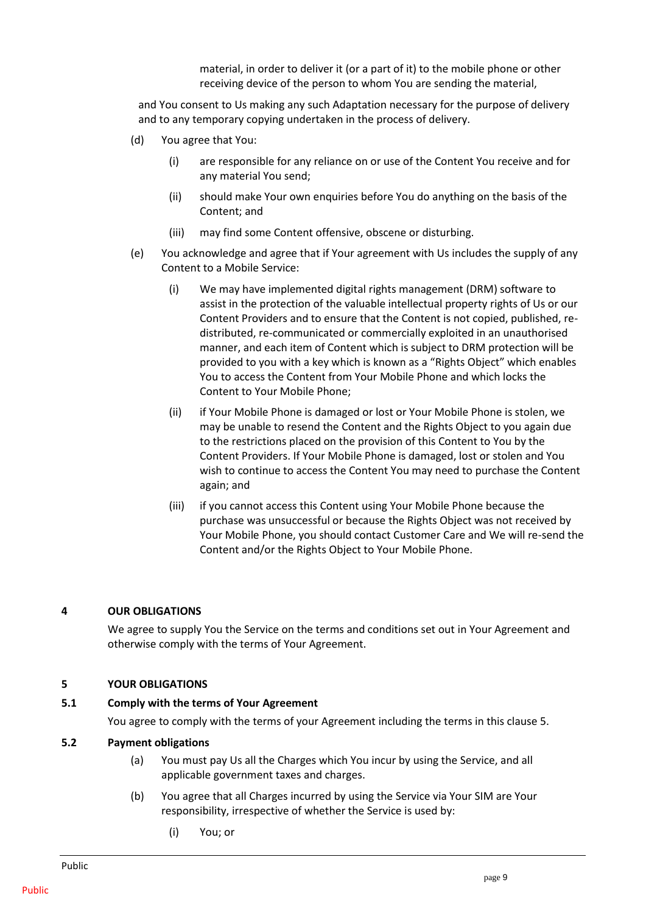material, in order to deliver it (or a part of it) to the mobile phone or other receiving device of the person to whom You are sending the material,

and You consent to Us making any such Adaptation necessary for the purpose of delivery and to any temporary copying undertaken in the process of delivery.

(d) You agree that You:

(i) are responsible for any reliance on or use of the Content You receive and for any material You send;

(ii) should make Your own enquiries before You do anything on the basis of the Content; and

(iii) may find some Content offensive, obscene or disturbing.

(e) You acknowledge and agree that if Your agreement with Us includes the supply of any Content to a Mobile Service:

(i) We may have implemented digital rights management (DRM) software to assist in the protection of the valuable intellectual property rights of Us or our Content Providers and to ensure that the Content is not copied, published, re-distributed, re-communicated or commercially exploited in an unauthorised manner, and each item of Content which is subject to DRM protection will be provided to you with a key which is known as a "Rights Object" which enables You to access the Content from Your Mobile Phone and which locks the Content to Your Mobile Phone;

(ii) if Your Mobile Phone is damaged or lost or Your Mobile Phone is stolen, we may be unable to resend the Content and the Rights Object to you again due to the restrictions placed on the provision of this Content to You by the Content Providers. If Your Mobile Phone is damaged, lost or stolen and You wish to continue to access the Content You may need to purchase the Content again; and

(iii) if you cannot access this Content using Your Mobile Phone because the purchase was unsuccessful or because the Rights Object was not received by Your Mobile Phone, you should contact Customer Care and We will re-send the Content and/or the Rights Object to Your Mobile Phone.

## 4 OUR OBLIGATIONS

We agree to supply You the Service on the terms and conditions set out in Your Agreement and otherwise comply with the terms of Your Agreement.

## 5 YOUR OBLIGATIONS

### 5.1 Comply with the terms of Your Agreement

You agree to comply with the terms of your Agreement including the terms in this clause 5.

### 5.2 Payment obligations

(a) You must pay Us all the Charges which You incur by using the Service, and all applicable government taxes and charges.

(b) You agree that all Charges incurred by using the Service via Your SIM are Your responsibility, irrespective of whether the Service is used by:

(i) You; or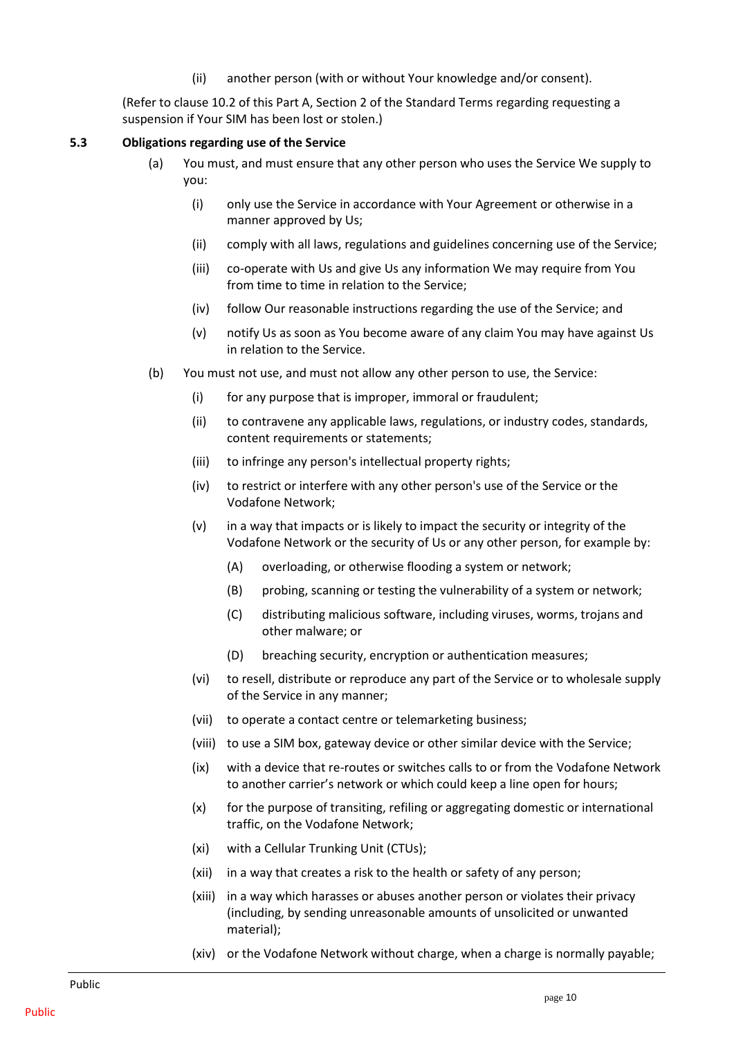(ii) another person (with or without Your knowledge and/or consent).

(Refer to clause 10.2 of this Part A, Section 2 of the Standard Terms regarding requesting a suspension if Your SIM has been lost or stolen.)

**5.3 Obligations regarding use of the Service**

(a) You must, and must ensure that any other person who uses the Service We supply to you:

(i) only use the Service in accordance with Your Agreement or otherwise in a manner approved by Us;

(ii) comply with all laws, regulations and guidelines concerning use of the Service;

(iii) co-operate with Us and give Us any information We may require from You from time to time in relation to the Service;

(iv) follow Our reasonable instructions regarding the use of the Service; and

(v) notify Us as soon as You become aware of any claim You may have against Us in relation to the Service.

(b) You must not use, and must not allow any other person to use, the Service:

(i) for any purpose that is improper, immoral or fraudulent;

(ii) to contravene any applicable laws, regulations, or industry codes, standards, content requirements or statements;

(iii) to infringe any person's intellectual property rights;

(iv) to restrict or interfere with any other person's use of the Service or the Vodafone Network;

(v) in a way that impacts or is likely to impact the security or integrity of the Vodafone Network or the security of Us or any other person, for example by:

(A) overloading, or otherwise flooding a system or network;

(B) probing, scanning or testing the vulnerability of a system or network;

(C) distributing malicious software, including viruses, worms, trojans and other malware; or

(D) breaching security, encryption or authentication measures;

(vi) to resell, distribute or reproduce any part of the Service or to wholesale supply of the Service in any manner;

(vii) to operate a contact centre or telemarketing business;

(viii) to use a SIM box, gateway device or other similar device with the Service;

(ix) with a device that re-routes or switches calls to or from the Vodafone Network to another carrier's network or which could keep a line open for hours;

(x) for the purpose of transiting, refiling or aggregating domestic or international traffic, on the Vodafone Network;

(xi) with a Cellular Trunking Unit (CTUs);

(xii) in a way that creates a risk to the health or safety of any person;

(xiii) in a way which harasses or abuses another person or violates their privacy (including, by sending unreasonable amounts of unsolicited or unwanted material);

(xiv) or the Vodafone Network without charge, when a charge is normally payable;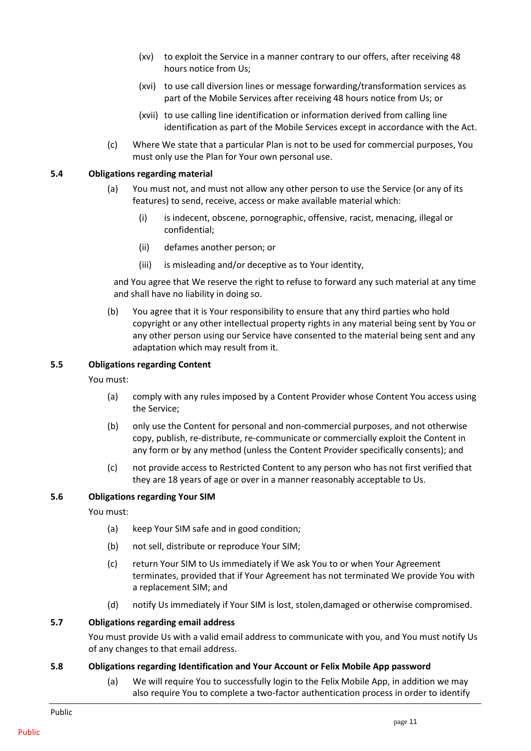(xv) to exploit the Service in a manner contrary to our offers, after receiving 48 hours notice from Us;

(xvi) to use call diversion lines or message forwarding/transformation services as part of the Mobile Services after receiving 48 hours notice from Us; or

(xvii) to use calling line identification or information derived from calling line identification as part of the Mobile Services except in accordance with the Act.

(c) Where We state that a particular Plan is not to be used for commercial purposes, You must only use the Plan for Your own personal use.

### 5.4 Obligations regarding material

(a) You must not, and must not allow any other person to use the Service (or any of its features) to send, receive, access or make available material which:

(i) is indecent, obscene, pornographic, offensive, racist, menacing, illegal or confidential;

(ii) defames another person; or

(iii) is misleading and/or deceptive as to Your identity,

and You agree that We reserve the right to refuse to forward any such material at any time and shall have no liability in doing so.

(b) You agree that it is Your responsibility to ensure that any third parties who hold copyright or any other intellectual property rights in any material being sent by You or any other person using our Service have consented to the material being sent and any adaptation which may result from it.

### 5.5 Obligations regarding Content

You must:

(a) comply with any rules imposed by a Content Provider whose Content You access using the Service;

(b) only use the Content for personal and non-commercial purposes, and not otherwise copy, publish, re-distribute, re-communicate or commercially exploit the Content in any form or by any method (unless the Content Provider specifically consents); and

(c) not provide access to Restricted Content to any person who has not first verified that they are 18 years of age or over in a manner reasonably acceptable to Us.

### 5.6 Obligations regarding Your SIM

You must:

(a) keep Your SIM safe and in good condition;

(b) not sell, distribute or reproduce Your SIM;

(c) return Your SIM to Us immediately if We ask You to or when Your Agreement terminates, provided that if Your Agreement has not terminated We provide You with a replacement SIM; and

(d) notify Us immediately if Your SIM is lost, stolen,damaged or otherwise compromised.

### 5.7 Obligations regarding email address

You must provide Us with a valid email address to communicate with you, and You must notify Us of any changes to that email address.

### 5.8 Obligations regarding Identification and Your Account or Felix Mobile App password

(a) We will require You to successfully login to the Felix Mobile App, in addition we may also require You to complete a two-factor authentication process in order to identify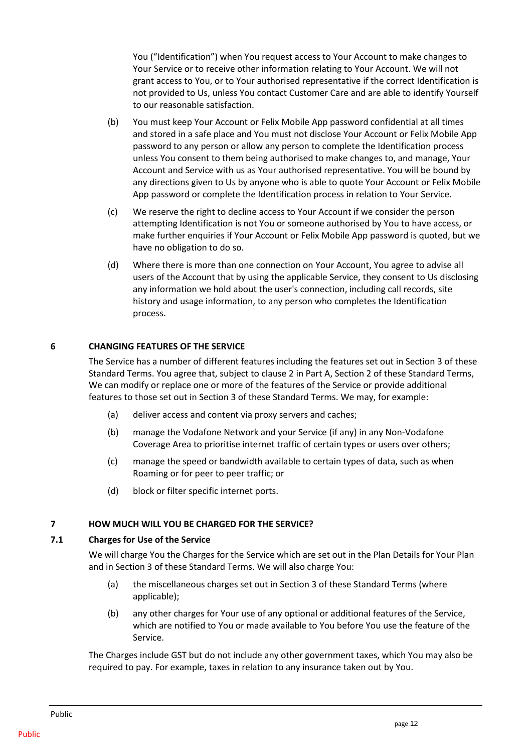You ("Identification") when You request access to Your Account to make changes to Your Service or to receive other information relating to Your Account. We will not grant access to You, or to Your authorised representative if the correct Identification is not provided to Us, unless You contact Customer Care and are able to identify Yourself to our reasonable satisfaction.

(b) You must keep Your Account or Felix Mobile App password confidential at all times and stored in a safe place and You must not disclose Your Account or Felix Mobile App password to any person or allow any person to complete the Identification process unless You consent to them being authorised to make changes to, and manage, Your Account and Service with us as Your authorised representative. You will be bound by any directions given to Us by anyone who is able to quote Your Account or Felix Mobile App password or complete the Identification process in relation to Your Service.

(c) We reserve the right to decline access to Your Account if we consider the person attempting Identification is not You or someone authorised by You to have access, or make further enquiries if Your Account or Felix Mobile App password is quoted, but we have no obligation to do so.

(d) Where there is more than one connection on Your Account, You agree to advise all users of the Account that by using the applicable Service, they consent to Us disclosing any information we hold about the user's connection, including call records, site history and usage information, to any person who completes the Identification process.

## 6 CHANGING FEATURES OF THE SERVICE

The Service has a number of different features including the features set out in Section 3 of these Standard Terms. You agree that, subject to clause 2 in Part A, Section 2 of these Standard Terms, We can modify or replace one or more of the features of the Service or provide additional features to those set out in Section 3 of these Standard Terms. We may, for example:

(a) deliver access and content via proxy servers and caches;

(b) manage the Vodafone Network and your Service (if any) in any Non-Vodafone Coverage Area to prioritise internet traffic of certain types or users over others;

(c) manage the speed or bandwidth available to certain types of data, such as when Roaming or for peer to peer traffic; or

(d) block or filter specific internet ports.

## 7 HOW MUCH WILL YOU BE CHARGED FOR THE SERVICE?

### 7.1 Charges for Use of the Service

We will charge You the Charges for the Service which are set out in the Plan Details for Your Plan and in Section 3 of these Standard Terms. We will also charge You:

(a) the miscellaneous charges set out in Section 3 of these Standard Terms (where applicable);

(b) any other charges for Your use of any optional or additional features of the Service, which are notified to You or made available to You before You use the feature of the Service.

The Charges include GST but do not include any other government taxes, which You may also be required to pay. For example, taxes in relation to any insurance taken out by You.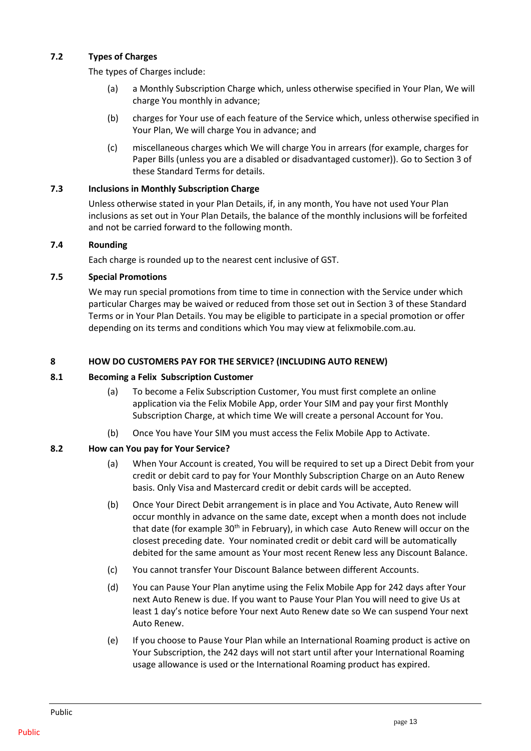### 7.2 Types of Charges

The types of Charges include:

(a) a Monthly Subscription Charge which, unless otherwise specified in Your Plan, We will charge You monthly in advance;

(b) charges for Your use of each feature of the Service which, unless otherwise specified in Your Plan, We will charge You in advance; and

(c) miscellaneous charges which We will charge You in arrears (for example, charges for Paper Bills (unless you are a disabled or disadvantaged customer)). Go to Section 3 of these Standard Terms for details.

### 7.3 Inclusions in Monthly Subscription Charge

Unless otherwise stated in your Plan Details, if, in any month, You have not used Your Plan inclusions as set out in Your Plan Details, the balance of the monthly inclusions will be forfeited and not be carried forward to the following month.

### 7.4 Rounding

Each charge is rounded up to the nearest cent inclusive of GST.

### 7.5 Special Promotions

We may run special promotions from time to time in connection with the Service under which particular Charges may be waived or reduced from those set out in Section 3 of these Standard Terms or in Your Plan Details. You may be eligible to participate in a special promotion or offer depending on its terms and conditions which You may view at felixmobile.com.au.

## 8 HOW DO CUSTOMERS PAY FOR THE SERVICE? (INCLUDING AUTO RENEW)

### 8.1 Becoming a Felix Subscription Customer

(a) To become a Felix Subscription Customer, You must first complete an online application via the Felix Mobile App, order Your SIM and pay your first Monthly Subscription Charge, at which time We will create a personal Account for You.

(b) Once You have Your SIM you must access the Felix Mobile App to Activate.

### 8.2 How can You pay for Your Service?

(a) When Your Account is created, You will be required to set up a Direct Debit from your credit or debit card to pay for Your Monthly Subscription Charge on an Auto Renew basis. Only Visa and Mastercard credit or debit cards will be accepted.

(b) Once Your Direct Debit arrangement is in place and You Activate, Auto Renew will occur monthly in advance on the same date, except when a month does not include that date (for example 30th in February), in which case Auto Renew will occur on the closest preceding date. Your nominated credit or debit card will be automatically debited for the same amount as Your most recent Renew less any Discount Balance.

(c) You cannot transfer Your Discount Balance between different Accounts.

(d) You can Pause Your Plan anytime using the Felix Mobile App for 242 days after Your next Auto Renew is due. If you want to Pause Your Plan You will need to give Us at least 1 day's notice before Your next Auto Renew date so We can suspend Your next Auto Renew.

(e) If you choose to Pause Your Plan while an International Roaming product is active on Your Subscription, the 242 days will not start until after your International Roaming usage allowance is used or the International Roaming product has expired.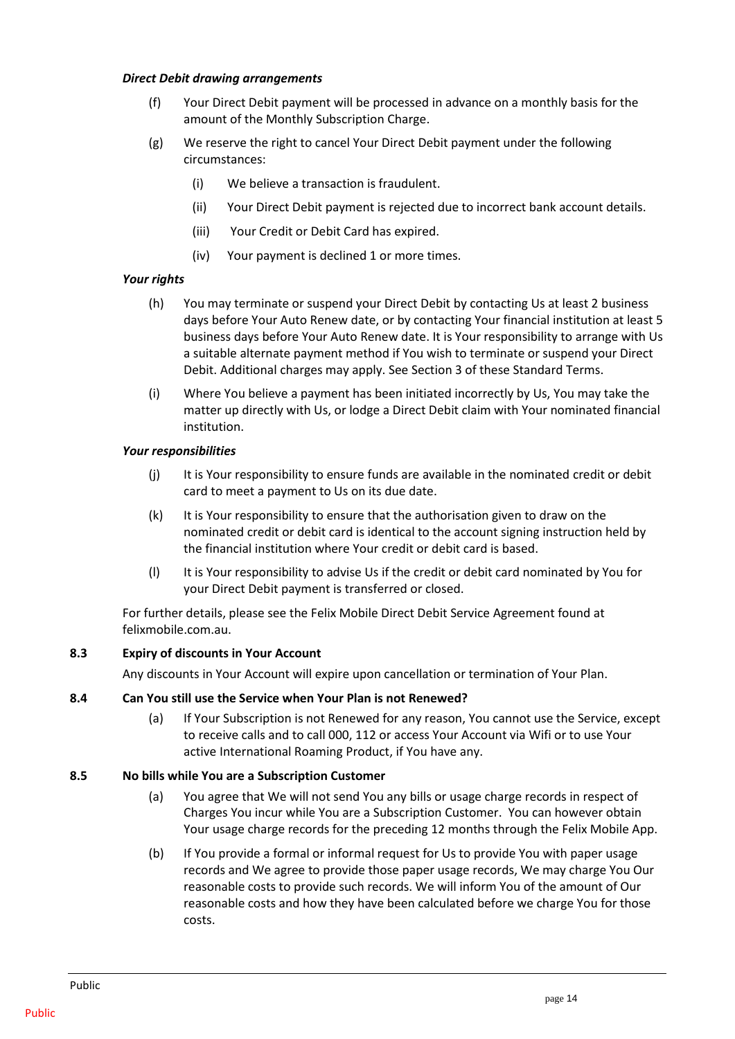***Direct Debit drawing arrangements***

(f) Your Direct Debit payment will be processed in advance on a monthly basis for the amount of the Monthly Subscription Charge.

(g) We reserve the right to cancel Your Direct Debit payment under the following circumstances:

(i) We believe a transaction is fraudulent.

(ii) Your Direct Debit payment is rejected due to incorrect bank account details.

(iii) Your Credit or Debit Card has expired.

(iv) Your payment is declined 1 or more times.

***Your rights***

(h) You may terminate or suspend your Direct Debit by contacting Us at least 2 business days before Your Auto Renew date, or by contacting Your financial institution at least 5 business days before Your Auto Renew date. It is Your responsibility to arrange with Us a suitable alternate payment method if You wish to terminate or suspend your Direct Debit. Additional charges may apply. See Section 3 of these Standard Terms.

(i) Where You believe a payment has been initiated incorrectly by Us, You may take the matter up directly with Us, or lodge a Direct Debit claim with Your nominated financial institution.

***Your responsibilities***

(j) It is Your responsibility to ensure funds are available in the nominated credit or debit card to meet a payment to Us on its due date.

(k) It is Your responsibility to ensure that the authorisation given to draw on the nominated credit or debit card is identical to the account signing instruction held by the financial institution where Your credit or debit card is based.

(l) It is Your responsibility to advise Us if the credit or debit card nominated by You for your Direct Debit payment is transferred or closed.

For further details, please see the Felix Mobile Direct Debit Service Agreement found at felixmobile.com.au.

**8.3 Expiry of discounts in Your Account**

Any discounts in Your Account will expire upon cancellation or termination of Your Plan.

**8.4 Can You still use the Service when Your Plan is not Renewed?**

(a) If Your Subscription is not Renewed for any reason, You cannot use the Service, except to receive calls and to call 000, 112 or access Your Account via Wifi or to use Your active International Roaming Product, if You have any.

**8.5 No bills while You are a Subscription Customer**

(a) You agree that We will not send You any bills or usage charge records in respect of Charges You incur while You are a Subscription Customer. You can however obtain Your usage charge records for the preceding 12 months through the Felix Mobile App.

(b) If You provide a formal or informal request for Us to provide You with paper usage records and We agree to provide those paper usage records, We may charge You Our reasonable costs to provide such records. We will inform You of the amount of Our reasonable costs and how they have been calculated before we charge You for those costs.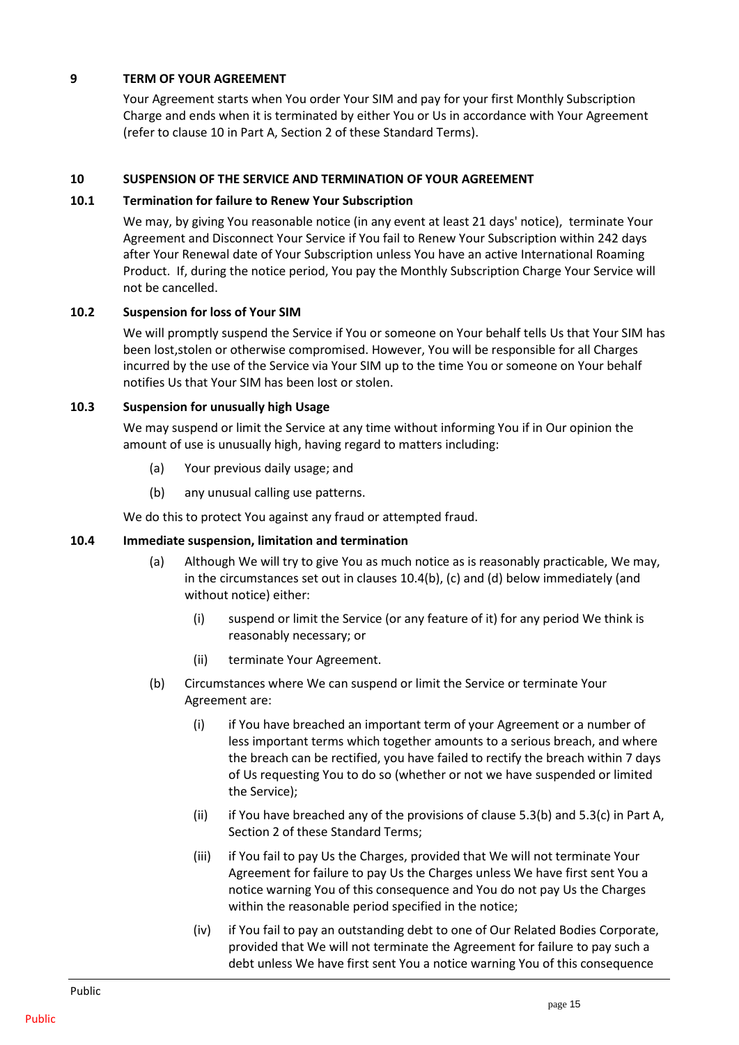## 9 TERM OF YOUR AGREEMENT

Your Agreement starts when You order Your SIM and pay for your first Monthly Subscription Charge and ends when it is terminated by either You or Us in accordance with Your Agreement (refer to clause 10 in Part A, Section 2 of these Standard Terms).

## 10 SUSPENSION OF THE SERVICE AND TERMINATION OF YOUR AGREEMENT

### 10.1 Termination for failure to Renew Your Subscription

We may, by giving You reasonable notice (in any event at least 21 days' notice), terminate Your Agreement and Disconnect Your Service if You fail to Renew Your Subscription within 242 days after Your Renewal date of Your Subscription unless You have an active International Roaming Product. If, during the notice period, You pay the Monthly Subscription Charge Your Service will not be cancelled.

### 10.2 Suspension for loss of Your SIM

We will promptly suspend the Service if You or someone on Your behalf tells Us that Your SIM has been lost,stolen or otherwise compromised. However, You will be responsible for all Charges incurred by the use of the Service via Your SIM up to the time You or someone on Your behalf notifies Us that Your SIM has been lost or stolen.

### 10.3 Suspension for unusually high Usage

We may suspend or limit the Service at any time without informing You if in Our opinion the amount of use is unusually high, having regard to matters including:

(a) Your previous daily usage; and

(b) any unusual calling use patterns.

We do this to protect You against any fraud or attempted fraud.

### 10.4 Immediate suspension, limitation and termination

(a) Although We will try to give You as much notice as is reasonably practicable, We may, in the circumstances set out in clauses 10.4(b), (c) and (d) below immediately (and without notice) either:

   (i) suspend or limit the Service (or any feature of it) for any period We think is reasonably necessary; or

   (ii) terminate Your Agreement.

(b) Circumstances where We can suspend or limit the Service or terminate Your Agreement are:

   (i) if You have breached an important term of your Agreement or a number of less important terms which together amounts to a serious breach, and where the breach can be rectified, you have failed to rectify the breach within 7 days of Us requesting You to do so (whether or not we have suspended or limited the Service);

   (ii) if You have breached any of the provisions of clause 5.3(b) and 5.3(c) in Part A, Section 2 of these Standard Terms;

   (iii) if You fail to pay Us the Charges, provided that We will not terminate Your Agreement for failure to pay Us the Charges unless We have first sent You a notice warning You of this consequence and You do not pay Us the Charges within the reasonable period specified in the notice;

   (iv) if You fail to pay an outstanding debt to one of Our Related Bodies Corporate, provided that We will not terminate the Agreement for failure to pay such a debt unless We have first sent You a notice warning You of this consequence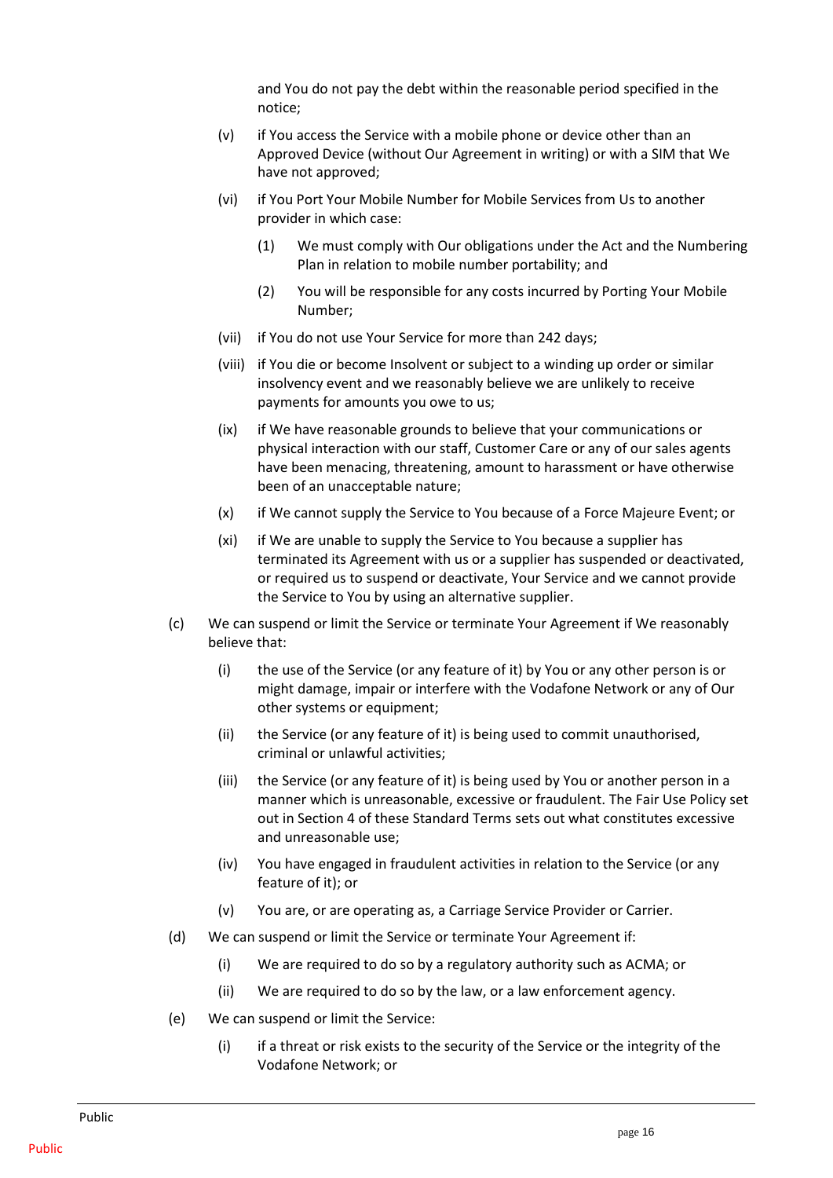and You do not pay the debt within the reasonable period specified in the notice;

- (v) if You access the Service with a mobile phone or device other than an Approved Device (without Our Agreement in writing) or with a SIM that We have not approved;
- (vi) if You Port Your Mobile Number for Mobile Services from Us to another provider in which case:
  - (1) We must comply with Our obligations under the Act and the Numbering Plan in relation to mobile number portability; and
  - (2) You will be responsible for any costs incurred by Porting Your Mobile Number;
- (vii) if You do not use Your Service for more than 242 days;
- (viii) if You die or become Insolvent or subject to a winding up order or similar insolvency event and we reasonably believe we are unlikely to receive payments for amounts you owe to us;
- (ix) if We have reasonable grounds to believe that your communications or physical interaction with our staff, Customer Care or any of our sales agents have been menacing, threatening, amount to harassment or have otherwise been of an unacceptable nature;
- (x) if We cannot supply the Service to You because of a Force Majeure Event; or
- (xi) if We are unable to supply the Service to You because a supplier has terminated its Agreement with us or a supplier has suspended or deactivated, or required us to suspend or deactivate, Your Service and we cannot provide the Service to You by using an alternative supplier.

(c) We can suspend or limit the Service or terminate Your Agreement if We reasonably believe that:

- (i) the use of the Service (or any feature of it) by You or any other person is or might damage, impair or interfere with the Vodafone Network or any of Our other systems or equipment;
- (ii) the Service (or any feature of it) is being used to commit unauthorised, criminal or unlawful activities;
- (iii) the Service (or any feature of it) is being used by You or another person in a manner which is unreasonable, excessive or fraudulent. The Fair Use Policy set out in Section 4 of these Standard Terms sets out what constitutes excessive and unreasonable use;
- (iv) You have engaged in fraudulent activities in relation to the Service (or any feature of it); or
- (v) You are, or are operating as, a Carriage Service Provider or Carrier.

(d) We can suspend or limit the Service or terminate Your Agreement if:

- (i) We are required to do so by a regulatory authority such as ACMA; or
- (ii) We are required to do so by the law, or a law enforcement agency.

(e) We can suspend or limit the Service:

- (i) if a threat or risk exists to the security of the Service or the integrity of the Vodafone Network; or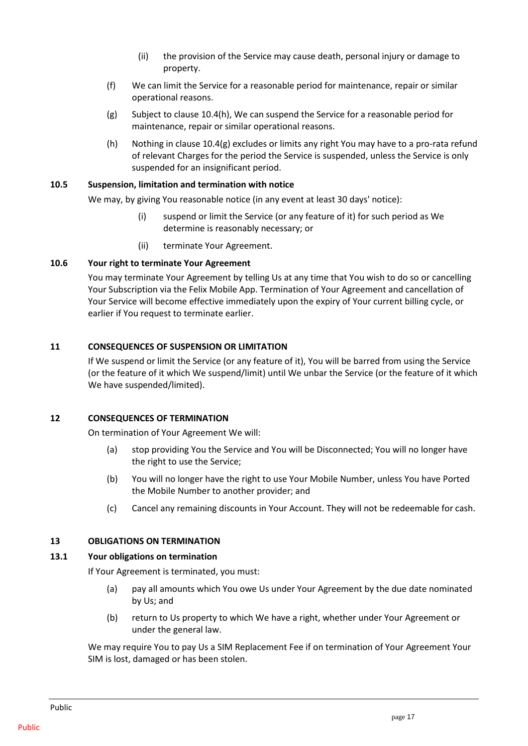(ii) the provision of the Service may cause death, personal injury or damage to property.

(f) We can limit the Service for a reasonable period for maintenance, repair or similar operational reasons.

(g) Subject to clause 10.4(h), We can suspend the Service for a reasonable period for maintenance, repair or similar operational reasons.

(h) Nothing in clause 10.4(g) excludes or limits any right You may have to a pro-rata refund of relevant Charges for the period the Service is suspended, unless the Service is only suspended for an insignificant period.

**10.5 Suspension, limitation and termination with notice**

We may, by giving You reasonable notice (in any event at least 30 days' notice):

(i) suspend or limit the Service (or any feature of it) for such period as We determine is reasonably necessary; or

(ii) terminate Your Agreement.

**10.6 Your right to terminate Your Agreement**

You may terminate Your Agreement by telling Us at any time that You wish to do so or cancelling Your Subscription via the Felix Mobile App. Termination of Your Agreement and cancellation of Your Service will become effective immediately upon the expiry of Your current billing cycle, or earlier if You request to terminate earlier.

## 11 CONSEQUENCES OF SUSPENSION OR LIMITATION

If We suspend or limit the Service (or any feature of it), You will be barred from using the Service (or the feature of it which We suspend/limit) until We unbar the Service (or the feature of it which We have suspended/limited).

## 12 CONSEQUENCES OF TERMINATION

On termination of Your Agreement We will:

(a) stop providing You the Service and You will be Disconnected; You will no longer have the right to use the Service;

(b) You will no longer have the right to use Your Mobile Number, unless You have Ported the Mobile Number to another provider; and

(c) Cancel any remaining discounts in Your Account. They will not be redeemable for cash.

## 13 OBLIGATIONS ON TERMINATION

**13.1 Your obligations on termination**

If Your Agreement is terminated, you must:

(a) pay all amounts which You owe Us under Your Agreement by the due date nominated by Us; and

(b) return to Us property to which We have a right, whether under Your Agreement or under the general law.

We may require You to pay Us a SIM Replacement Fee if on termination of Your Agreement Your SIM is lost, damaged or has been stolen.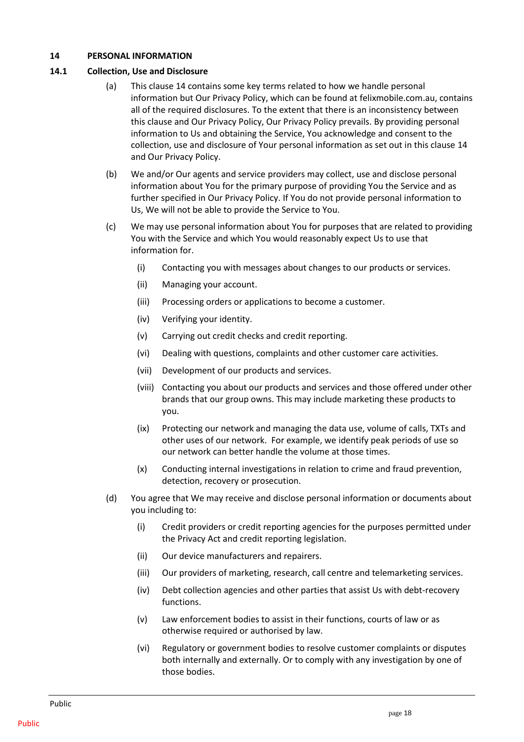## 14 PERSONAL INFORMATION

### 14.1 Collection, Use and Disclosure

(a) This clause 14 contains some key terms related to how we handle personal information but Our Privacy Policy, which can be found at felixmobile.com.au, contains all of the required disclosures. To the extent that there is an inconsistency between this clause and Our Privacy Policy, Our Privacy Policy prevails. By providing personal information to Us and obtaining the Service, You acknowledge and consent to the collection, use and disclosure of Your personal information as set out in this clause 14 and Our Privacy Policy.

(b) We and/or Our agents and service providers may collect, use and disclose personal information about You for the primary purpose of providing You the Service and as further specified in Our Privacy Policy. If You do not provide personal information to Us, We will not be able to provide the Service to You.

(c) We may use personal information about You for purposes that are related to providing You with the Service and which You would reasonably expect Us to use that information for.

- (i) Contacting you with messages about changes to our products or services.
- (ii) Managing your account.
- (iii) Processing orders or applications to become a customer.
- (iv) Verifying your identity.
- (v) Carrying out credit checks and credit reporting.
- (vi) Dealing with questions, complaints and other customer care activities.
- (vii) Development of our products and services.
- (viii) Contacting you about our products and services and those offered under other brands that our group owns. This may include marketing these products to you.
- (ix) Protecting our network and managing the data use, volume of calls, TXTs and other uses of our network. For example, we identify peak periods of use so our network can better handle the volume at those times.
- (x) Conducting internal investigations in relation to crime and fraud prevention, detection, recovery or prosecution.

(d) You agree that We may receive and disclose personal information or documents about you including to:

- (i) Credit providers or credit reporting agencies for the purposes permitted under the Privacy Act and credit reporting legislation.
- (ii) Our device manufacturers and repairers.
- (iii) Our providers of marketing, research, call centre and telemarketing services.
- (iv) Debt collection agencies and other parties that assist Us with debt-recovery functions.
- (v) Law enforcement bodies to assist in their functions, courts of law or as otherwise required or authorised by law.
- (vi) Regulatory or government bodies to resolve customer complaints or disputes both internally and externally. Or to comply with any investigation by one of those bodies.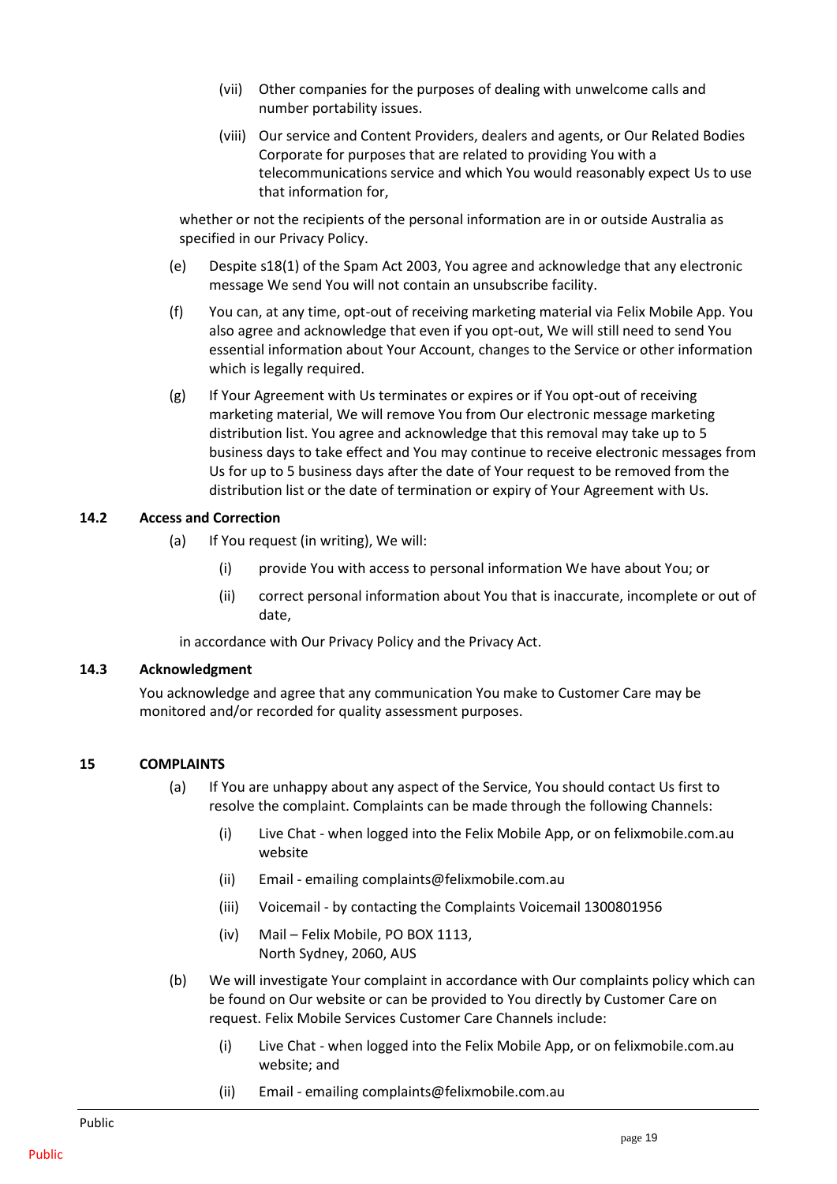(vii) Other companies for the purposes of dealing with unwelcome calls and number portability issues.

(viii) Our service and Content Providers, dealers and agents, or Our Related Bodies Corporate for purposes that are related to providing You with a telecommunications service and which You would reasonably expect Us to use that information for,

whether or not the recipients of the personal information are in or outside Australia as specified in our Privacy Policy.

(e) Despite s18(1) of the Spam Act 2003, You agree and acknowledge that any electronic message We send You will not contain an unsubscribe facility.

(f) You can, at any time, opt-out of receiving marketing material via Felix Mobile App. You also agree and acknowledge that even if you opt-out, We will still need to send You essential information about Your Account, changes to the Service or other information which is legally required.

(g) If Your Agreement with Us terminates or expires or if You opt-out of receiving marketing material, We will remove You from Our electronic message marketing distribution list. You agree and acknowledge that this removal may take up to 5 business days to take effect and You may continue to receive electronic messages from Us for up to 5 business days after the date of Your request to be removed from the distribution list or the date of termination or expiry of Your Agreement with Us.

### 14.2 Access and Correction

(a) If You request (in writing), We will:

(i) provide You with access to personal information We have about You; or

(ii) correct personal information about You that is inaccurate, incomplete or out of date,

in accordance with Our Privacy Policy and the Privacy Act.

### 14.3 Acknowledgment

You acknowledge and agree that any communication You make to Customer Care may be monitored and/or recorded for quality assessment purposes.

## 15 COMPLAINTS

(a) If You are unhappy about any aspect of the Service, You should contact Us first to resolve the complaint. Complaints can be made through the following Channels:

(i) Live Chat - when logged into the Felix Mobile App, or on felixmobile.com.au website

(ii) Email - emailing complaints@felixmobile.com.au

(iii) Voicemail - by contacting the Complaints Voicemail 1300801956

(iv) Mail – Felix Mobile, PO BOX 1113,
North Sydney, 2060, AUS

(b) We will investigate Your complaint in accordance with Our complaints policy which can be found on Our website or can be provided to You directly by Customer Care on request. Felix Mobile Services Customer Care Channels include:

(i) Live Chat - when logged into the Felix Mobile App, or on felixmobile.com.au website; and

(ii) Email - emailing complaints@felixmobile.com.au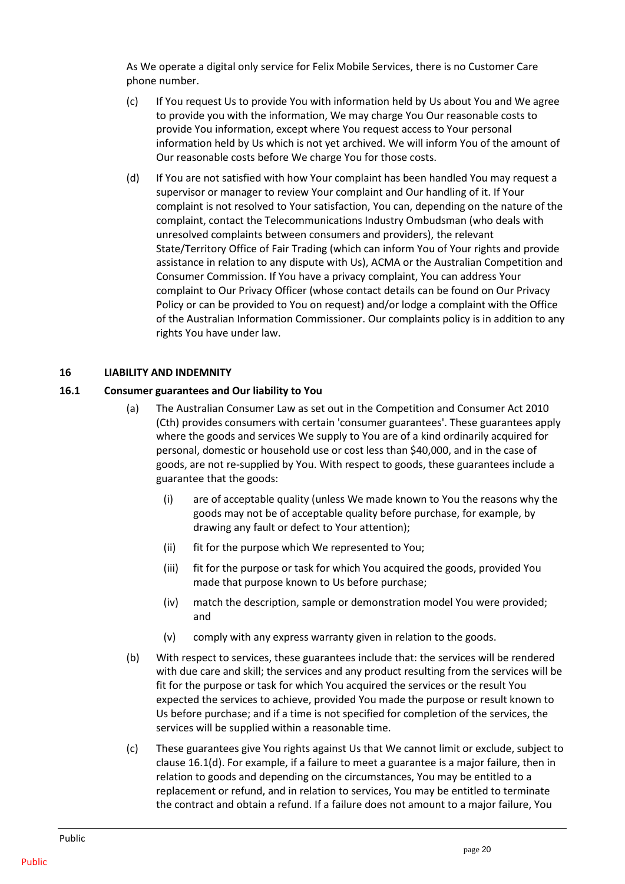As We operate a digital only service for Felix Mobile Services, there is no Customer Care phone number.

(c) If You request Us to provide You with information held by Us about You and We agree to provide you with the information, We may charge You Our reasonable costs to provide You information, except where You request access to Your personal information held by Us which is not yet archived. We will inform You of the amount of Our reasonable costs before We charge You for those costs.

(d) If You are not satisfied with how Your complaint has been handled You may request a supervisor or manager to review Your complaint and Our handling of it. If Your complaint is not resolved to Your satisfaction, You can, depending on the nature of the complaint, contact the Telecommunications Industry Ombudsman (who deals with unresolved complaints between consumers and providers), the relevant State/Territory Office of Fair Trading (which can inform You of Your rights and provide assistance in relation to any dispute with Us), ACMA or the Australian Competition and Consumer Commission. If You have a privacy complaint, You can address Your complaint to Our Privacy Officer (whose contact details can be found on Our Privacy Policy or can be provided to You on request) and/or lodge a complaint with the Office of the Australian Information Commissioner. Our complaints policy is in addition to any rights You have under law.

## 16 LIABILITY AND INDEMNITY

### 16.1 Consumer guarantees and Our liability to You

(a) The Australian Consumer Law as set out in the Competition and Consumer Act 2010 (Cth) provides consumers with certain 'consumer guarantees'. These guarantees apply where the goods and services We supply to You are of a kind ordinarily acquired for personal, domestic or household use or cost less than $40,000, and in the case of goods, are not re-supplied by You. With respect to goods, these guarantees include a guarantee that the goods:

  (i) are of acceptable quality (unless We made known to You the reasons why the goods may not be of acceptable quality before purchase, for example, by drawing any fault or defect to Your attention);

  (ii) fit for the purpose which We represented to You;

  (iii) fit for the purpose or task for which You acquired the goods, provided You made that purpose known to Us before purchase;

  (iv) match the description, sample or demonstration model You were provided; and

  (v) comply with any express warranty given in relation to the goods.

(b) With respect to services, these guarantees include that: the services will be rendered with due care and skill; the services and any product resulting from the services will be fit for the purpose or task for which You acquired the services or the result You expected the services to achieve, provided You made the purpose or result known to Us before purchase; and if a time is not specified for completion of the services, the services will be supplied within a reasonable time.

(c) These guarantees give You rights against Us that We cannot limit or exclude, subject to clause 16.1(d). For example, if a failure to meet a guarantee is a major failure, then in relation to goods and depending on the circumstances, You may be entitled to a replacement or refund, and in relation to services, You may be entitled to terminate the contract and obtain a refund. If a failure does not amount to a major failure, You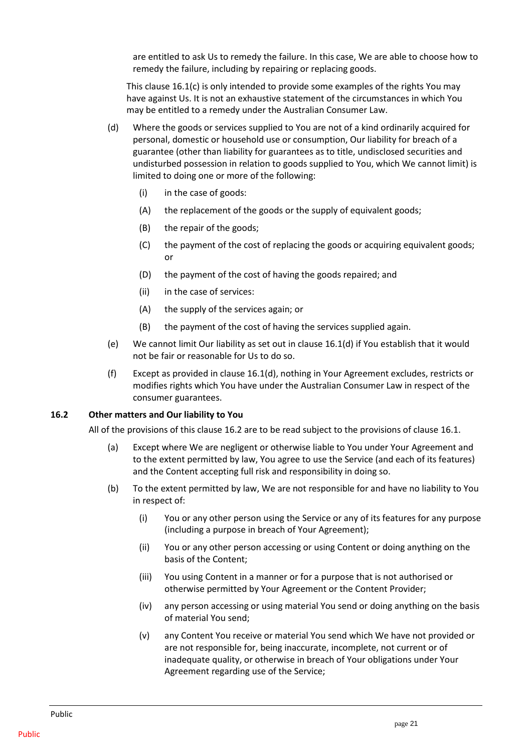are entitled to ask Us to remedy the failure. In this case, We are able to choose how to remedy the failure, including by repairing or replacing goods.

This clause 16.1(c) is only intended to provide some examples of the rights You may have against Us. It is not an exhaustive statement of the circumstances in which You may be entitled to a remedy under the Australian Consumer Law.

(d) Where the goods or services supplied to You are not of a kind ordinarily acquired for personal, domestic or household use or consumption, Our liability for breach of a guarantee (other than liability for guarantees as to title, undisclosed securities and undisturbed possession in relation to goods supplied to You, which We cannot limit) is limited to doing one or more of the following:

  (i) in the case of goods:

  (A) the replacement of the goods or the supply of equivalent goods;

  (B) the repair of the goods;

  (C) the payment of the cost of replacing the goods or acquiring equivalent goods; or

  (D) the payment of the cost of having the goods repaired; and

  (ii) in the case of services:

  (A) the supply of the services again; or

  (B) the payment of the cost of having the services supplied again.

(e) We cannot limit Our liability as set out in clause 16.1(d) if You establish that it would not be fair or reasonable for Us to do so.

(f) Except as provided in clause 16.1(d), nothing in Your Agreement excludes, restricts or modifies rights which You have under the Australian Consumer Law in respect of the consumer guarantees.

### 16.2 Other matters and Our liability to You

All of the provisions of this clause 16.2 are to be read subject to the provisions of clause 16.1.

(a) Except where We are negligent or otherwise liable to You under Your Agreement and to the extent permitted by law, You agree to use the Service (and each of its features) and the Content accepting full risk and responsibility in doing so.

(b) To the extent permitted by law, We are not responsible for and have no liability to You in respect of:

  (i) You or any other person using the Service or any of its features for any purpose (including a purpose in breach of Your Agreement);

  (ii) You or any other person accessing or using Content or doing anything on the basis of the Content;

  (iii) You using Content in a manner or for a purpose that is not authorised or otherwise permitted by Your Agreement or the Content Provider;

  (iv) any person accessing or using material You send or doing anything on the basis of material You send;

  (v) any Content You receive or material You send which We have not provided or are not responsible for, being inaccurate, incomplete, not current or of inadequate quality, or otherwise in breach of Your obligations under Your Agreement regarding use of the Service;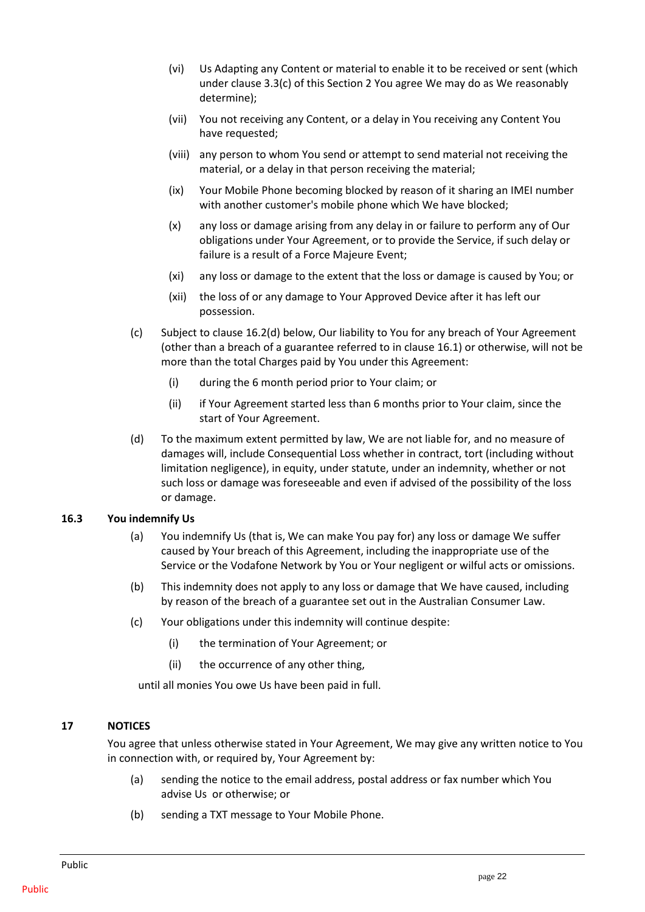(vi) Us Adapting any Content or material to enable it to be received or sent (which under clause 3.3(c) of this Section 2 You agree We may do as We reasonably determine);

(vii) You not receiving any Content, or a delay in You receiving any Content You have requested;

(viii) any person to whom You send or attempt to send material not receiving the material, or a delay in that person receiving the material;

(ix) Your Mobile Phone becoming blocked by reason of it sharing an IMEI number with another customer's mobile phone which We have blocked;

(x) any loss or damage arising from any delay in or failure to perform any of Our obligations under Your Agreement, or to provide the Service, if such delay or failure is a result of a Force Majeure Event;

(xi) any loss or damage to the extent that the loss or damage is caused by You; or

(xii) the loss of or any damage to Your Approved Device after it has left our possession.

(c) Subject to clause 16.2(d) below, Our liability to You for any breach of Your Agreement (other than a breach of a guarantee referred to in clause 16.1) or otherwise, will not be more than the total Charges paid by You under this Agreement:

(i) during the 6 month period prior to Your claim; or

(ii) if Your Agreement started less than 6 months prior to Your claim, since the start of Your Agreement.

(d) To the maximum extent permitted by law, We are not liable for, and no measure of damages will, include Consequential Loss whether in contract, tort (including without limitation negligence), in equity, under statute, under an indemnity, whether or not such loss or damage was foreseeable and even if advised of the possibility of the loss or damage.

### 16.3 You indemnify Us

(a) You indemnify Us (that is, We can make You pay for) any loss or damage We suffer caused by Your breach of this Agreement, including the inappropriate use of the Service or the Vodafone Network by You or Your negligent or wilful acts or omissions.

(b) This indemnity does not apply to any loss or damage that We have caused, including by reason of the breach of a guarantee set out in the Australian Consumer Law.

(c) Your obligations under this indemnity will continue despite:

(i) the termination of Your Agreement; or

(ii) the occurrence of any other thing,

until all monies You owe Us have been paid in full.

## 17 NOTICES

You agree that unless otherwise stated in Your Agreement, We may give any written notice to You in connection with, or required by, Your Agreement by:

(a) sending the notice to the email address, postal address or fax number which You advise Us or otherwise; or

(b) sending a TXT message to Your Mobile Phone.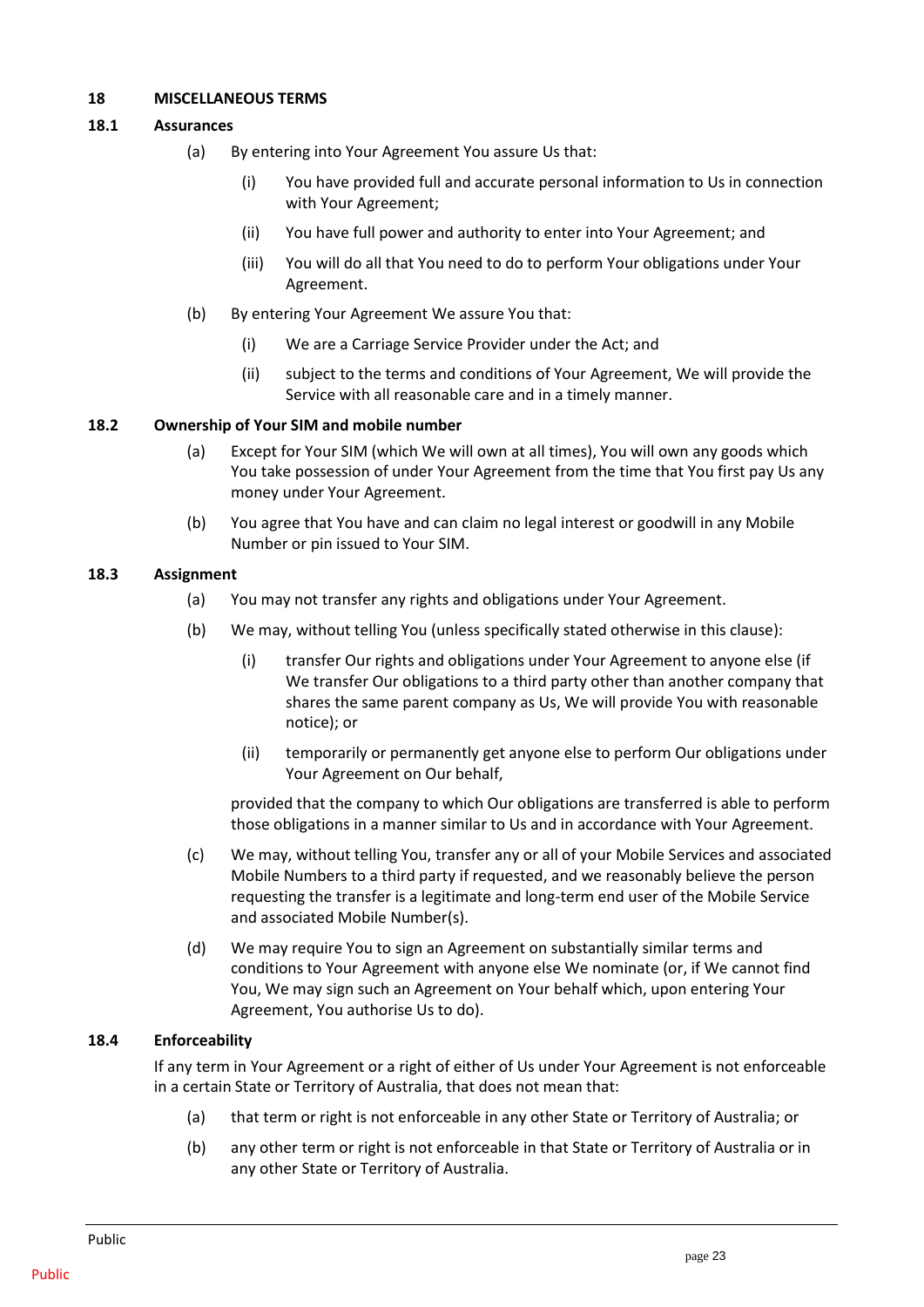## 18 MISCELLANEOUS TERMS

### 18.1 Assurances

(a) By entering into Your Agreement You assure Us that:

(i) You have provided full and accurate personal information to Us in connection with Your Agreement;

(ii) You have full power and authority to enter into Your Agreement; and

(iii) You will do all that You need to do to perform Your obligations under Your Agreement.

(b) By entering Your Agreement We assure You that:

(i) We are a Carriage Service Provider under the Act; and

(ii) subject to the terms and conditions of Your Agreement, We will provide the Service with all reasonable care and in a timely manner.

### 18.2 Ownership of Your SIM and mobile number

(a) Except for Your SIM (which We will own at all times), You will own any goods which You take possession of under Your Agreement from the time that You first pay Us any money under Your Agreement.

(b) You agree that You have and can claim no legal interest or goodwill in any Mobile Number or pin issued to Your SIM.

### 18.3 Assignment

(a) You may not transfer any rights and obligations under Your Agreement.

(b) We may, without telling You (unless specifically stated otherwise in this clause):

(i) transfer Our rights and obligations under Your Agreement to anyone else (if We transfer Our obligations to a third party other than another company that shares the same parent company as Us, We will provide You with reasonable notice); or

(ii) temporarily or permanently get anyone else to perform Our obligations under Your Agreement on Our behalf,

provided that the company to which Our obligations are transferred is able to perform those obligations in a manner similar to Us and in accordance with Your Agreement.

(c) We may, without telling You, transfer any or all of your Mobile Services and associated Mobile Numbers to a third party if requested, and we reasonably believe the person requesting the transfer is a legitimate and long-term end user of the Mobile Service and associated Mobile Number(s).

(d) We may require You to sign an Agreement on substantially similar terms and conditions to Your Agreement with anyone else We nominate (or, if We cannot find You, We may sign such an Agreement on Your behalf which, upon entering Your Agreement, You authorise Us to do).

### 18.4 Enforceability

If any term in Your Agreement or a right of either of Us under Your Agreement is not enforceable in a certain State or Territory of Australia, that does not mean that:

(a) that term or right is not enforceable in any other State or Territory of Australia; or

(b) any other term or right is not enforceable in that State or Territory of Australia or in any other State or Territory of Australia.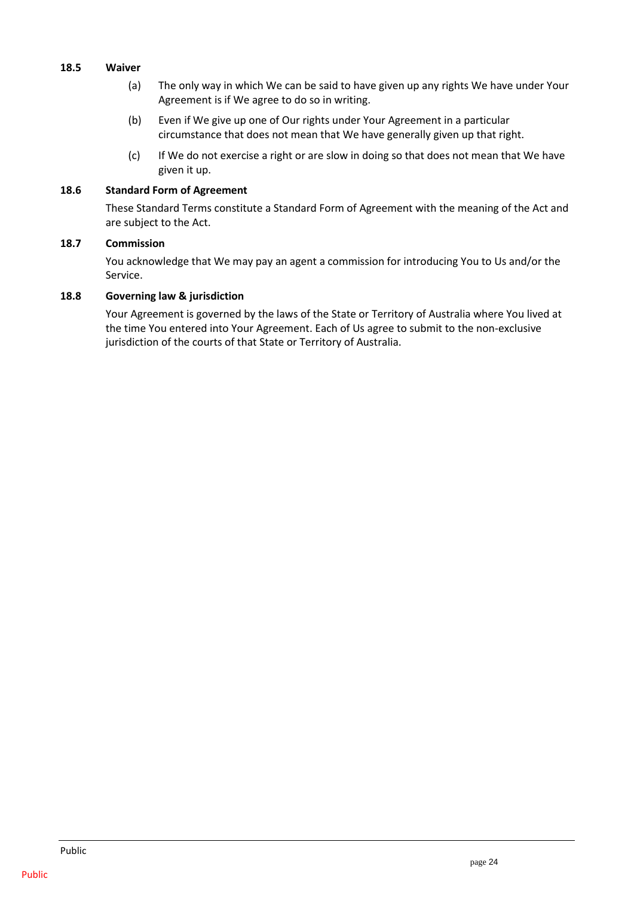### 18.5 Waiver

(a) The only way in which We can be said to have given up any rights We have under Your Agreement is if We agree to do so in writing.

(b) Even if We give up one of Our rights under Your Agreement in a particular circumstance that does not mean that We have generally given up that right.

(c) If We do not exercise a right or are slow in doing so that does not mean that We have given it up.

### 18.6 Standard Form of Agreement

These Standard Terms constitute a Standard Form of Agreement with the meaning of the Act and are subject to the Act.

### 18.7 Commission

You acknowledge that We may pay an agent a commission for introducing You to Us and/or the Service.

### 18.8 Governing law & jurisdiction

Your Agreement is governed by the laws of the State or Territory of Australia where You lived at the time You entered into Your Agreement. Each of Us agree to submit to the non-exclusive jurisdiction of the courts of that State or Territory of Australia.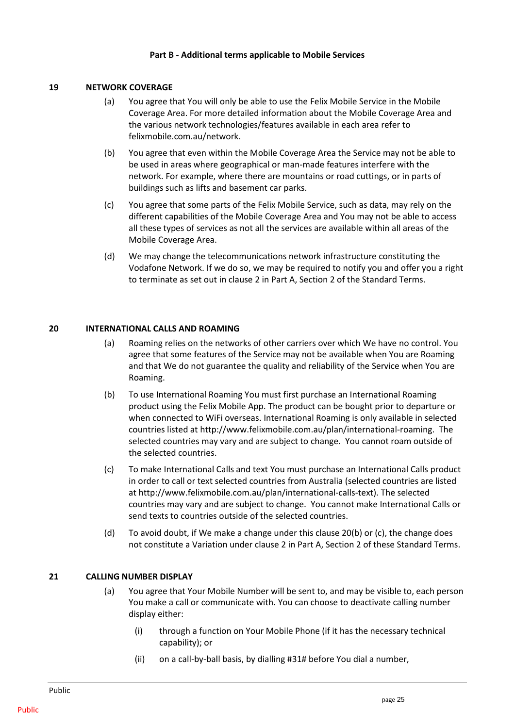**Part B - Additional terms applicable to Mobile Services**

**19 NETWORK COVERAGE**

(a) You agree that You will only be able to use the Felix Mobile Service in the Mobile Coverage Area. For more detailed information about the Mobile Coverage Area and the various network technologies/features available in each area refer to felixmobile.com.au/network.

(b) You agree that even within the Mobile Coverage Area the Service may not be able to be used in areas where geographical or man-made features interfere with the network. For example, where there are mountains or road cuttings, or in parts of buildings such as lifts and basement car parks.

(c) You agree that some parts of the Felix Mobile Service, such as data, may rely on the different capabilities of the Mobile Coverage Area and You may not be able to access all these types of services as not all the services are available within all areas of the Mobile Coverage Area.

(d) We may change the telecommunications network infrastructure constituting the Vodafone Network. If we do so, we may be required to notify you and offer you a right to terminate as set out in clause 2 in Part A, Section 2 of the Standard Terms.

**20 INTERNATIONAL CALLS AND ROAMING**

(a) Roaming relies on the networks of other carriers over which We have no control. You agree that some features of the Service may not be available when You are Roaming and that We do not guarantee the quality and reliability of the Service when You are Roaming.

(b) To use International Roaming You must first purchase an International Roaming product using the Felix Mobile App. The product can be bought prior to departure or when connected to WiFi overseas. International Roaming is only available in selected countries listed at http://www.felixmobile.com.au/plan/international-roaming. The selected countries may vary and are subject to change. You cannot roam outside of the selected countries.

(c) To make International Calls and text You must purchase an International Calls product in order to call or text selected countries from Australia (selected countries are listed at http://www.felixmobile.com.au/plan/international-calls-text). The selected countries may vary and are subject to change. You cannot make International Calls or send texts to countries outside of the selected countries.

(d) To avoid doubt, if We make a change under this clause 20(b) or (c), the change does not constitute a Variation under clause 2 in Part A, Section 2 of these Standard Terms.

**21 CALLING NUMBER DISPLAY**

(a) You agree that Your Mobile Number will be sent to, and may be visible to, each person You make a call or communicate with. You can choose to deactivate calling number display either:

(i) through a function on Your Mobile Phone (if it has the necessary technical capability); or

(ii) on a call-by-ball basis, by dialling #31# before You dial a number,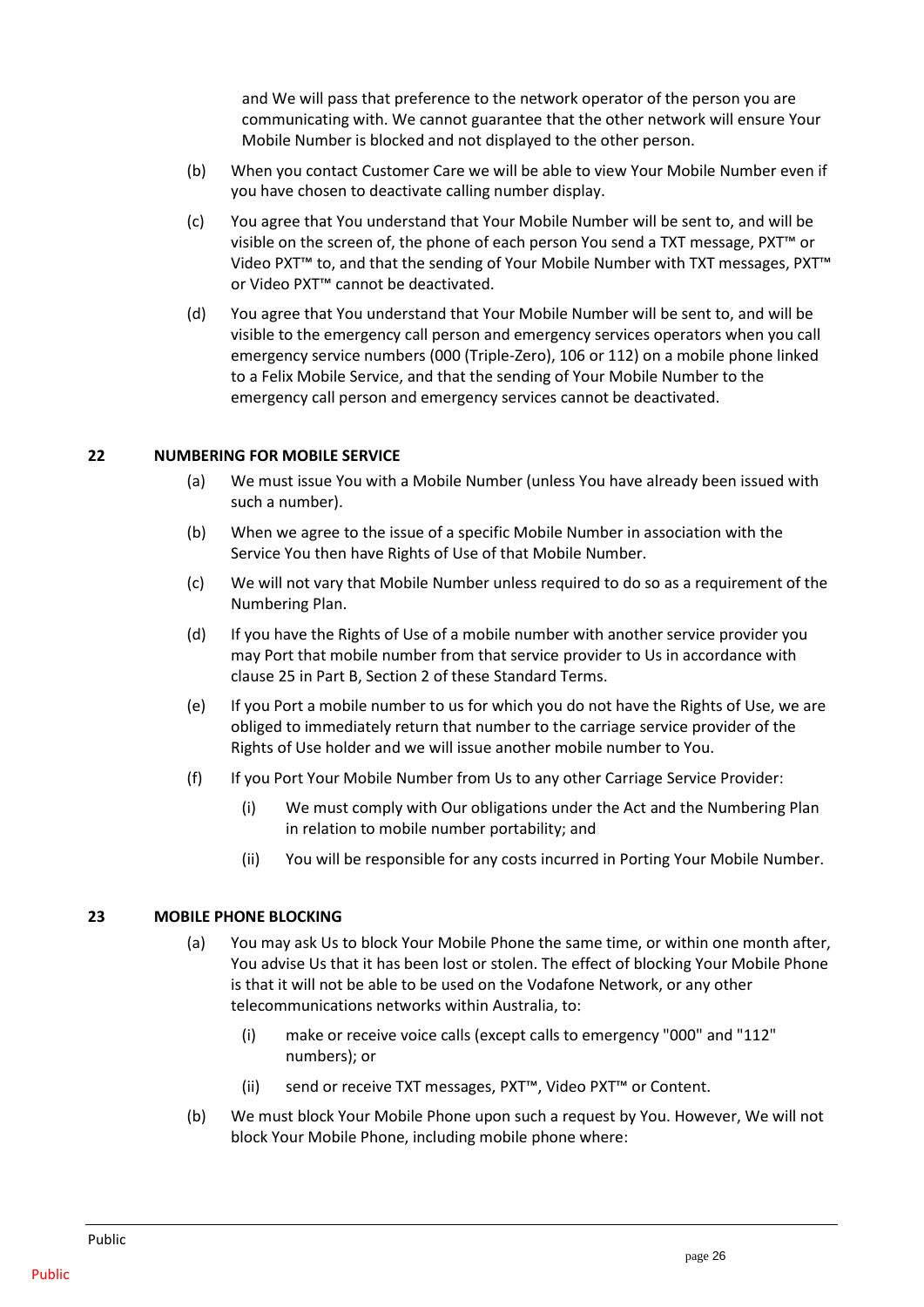and We will pass that preference to the network operator of the person you are communicating with. We cannot guarantee that the other network will ensure Your Mobile Number is blocked and not displayed to the other person.

(b) When you contact Customer Care we will be able to view Your Mobile Number even if you have chosen to deactivate calling number display.

(c) You agree that You understand that Your Mobile Number will be sent to, and will be visible on the screen of, the phone of each person You send a TXT message, PXT™ or Video PXT™ to, and that the sending of Your Mobile Number with TXT messages, PXT™ or Video PXT™ cannot be deactivated.

(d) You agree that You understand that Your Mobile Number will be sent to, and will be visible to the emergency call person and emergency services operators when you call emergency service numbers (000 (Triple-Zero), 106 or 112) on a mobile phone linked to a Felix Mobile Service, and that the sending of Your Mobile Number to the emergency call person and emergency services cannot be deactivated.

## 22 NUMBERING FOR MOBILE SERVICE

(a) We must issue You with a Mobile Number (unless You have already been issued with such a number).

(b) When we agree to the issue of a specific Mobile Number in association with the Service You then have Rights of Use of that Mobile Number.

(c) We will not vary that Mobile Number unless required to do so as a requirement of the Numbering Plan.

(d) If you have the Rights of Use of a mobile number with another service provider you may Port that mobile number from that service provider to Us in accordance with clause 25 in Part B, Section 2 of these Standard Terms.

(e) If you Port a mobile number to us for which you do not have the Rights of Use, we are obliged to immediately return that number to the carriage service provider of the Rights of Use holder and we will issue another mobile number to You.

(f) If you Port Your Mobile Number from Us to any other Carriage Service Provider:

  (i) We must comply with Our obligations under the Act and the Numbering Plan in relation to mobile number portability; and

  (ii) You will be responsible for any costs incurred in Porting Your Mobile Number.

## 23 MOBILE PHONE BLOCKING

(a) You may ask Us to block Your Mobile Phone the same time, or within one month after, You advise Us that it has been lost or stolen. The effect of blocking Your Mobile Phone is that it will not be able to be used on the Vodafone Network, or any other telecommunications networks within Australia, to:

  (i) make or receive voice calls (except calls to emergency "000" and "112" numbers); or

  (ii) send or receive TXT messages, PXT™, Video PXT™ or Content.

(b) We must block Your Mobile Phone upon such a request by You. However, We will not block Your Mobile Phone, including mobile phone where: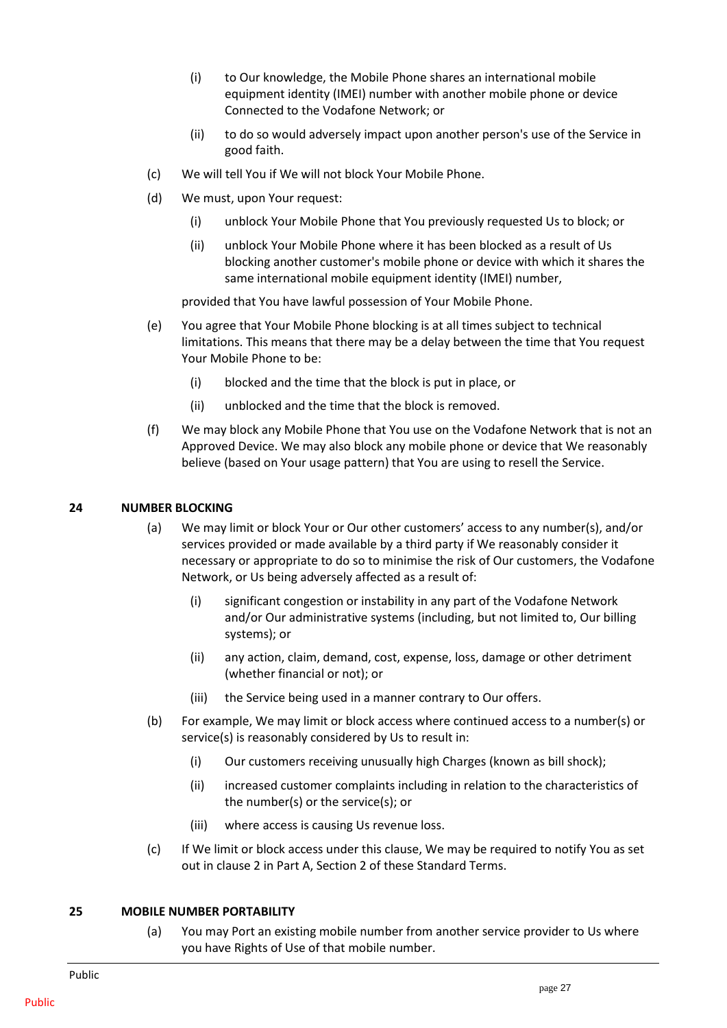(i) to Our knowledge, the Mobile Phone shares an international mobile equipment identity (IMEI) number with another mobile phone or device Connected to the Vodafone Network; or

(ii) to do so would adversely impact upon another person's use of the Service in good faith.

(c) We will tell You if We will not block Your Mobile Phone.

(d) We must, upon Your request:

(i) unblock Your Mobile Phone that You previously requested Us to block; or

(ii) unblock Your Mobile Phone where it has been blocked as a result of Us blocking another customer's mobile phone or device with which it shares the same international mobile equipment identity (IMEI) number,

provided that You have lawful possession of Your Mobile Phone.

(e) You agree that Your Mobile Phone blocking is at all times subject to technical limitations. This means that there may be a delay between the time that You request Your Mobile Phone to be:

(i) blocked and the time that the block is put in place, or

(ii) unblocked and the time that the block is removed.

(f) We may block any Mobile Phone that You use on the Vodafone Network that is not an Approved Device. We may also block any mobile phone or device that We reasonably believe (based on Your usage pattern) that You are using to resell the Service.

## 24 NUMBER BLOCKING

(a) We may limit or block Your or Our other customers' access to any number(s), and/or services provided or made available by a third party if We reasonably consider it necessary or appropriate to do so to minimise the risk of Our customers, the Vodafone Network, or Us being adversely affected as a result of:

(i) significant congestion or instability in any part of the Vodafone Network and/or Our administrative systems (including, but not limited to, Our billing systems); or

(ii) any action, claim, demand, cost, expense, loss, damage or other detriment (whether financial or not); or

(iii) the Service being used in a manner contrary to Our offers.

(b) For example, We may limit or block access where continued access to a number(s) or service(s) is reasonably considered by Us to result in:

(i) Our customers receiving unusually high Charges (known as bill shock);

(ii) increased customer complaints including in relation to the characteristics of the number(s) or the service(s); or

(iii) where access is causing Us revenue loss.

(c) If We limit or block access under this clause, We may be required to notify You as set out in clause 2 in Part A, Section 2 of these Standard Terms.

## 25 MOBILE NUMBER PORTABILITY

(a) You may Port an existing mobile number from another service provider to Us where you have Rights of Use of that mobile number.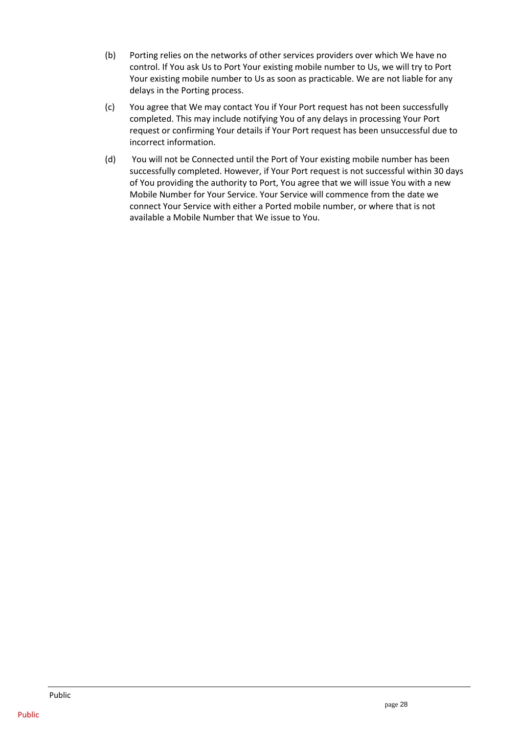(b) Porting relies on the networks of other services providers over which We have no control. If You ask Us to Port Your existing mobile number to Us, we will try to Port Your existing mobile number to Us as soon as practicable. We are not liable for any delays in the Porting process.

(c) You agree that We may contact You if Your Port request has not been successfully completed. This may include notifying You of any delays in processing Your Port request or confirming Your details if Your Port request has been unsuccessful due to incorrect information.

(d) You will not be Connected until the Port of Your existing mobile number has been successfully completed. However, if Your Port request is not successful within 30 days of You providing the authority to Port, You agree that we will issue You with a new Mobile Number for Your Service. Your Service will commence from the date we connect Your Service with either a Ported mobile number, or where that is not available a Mobile Number that We issue to You.